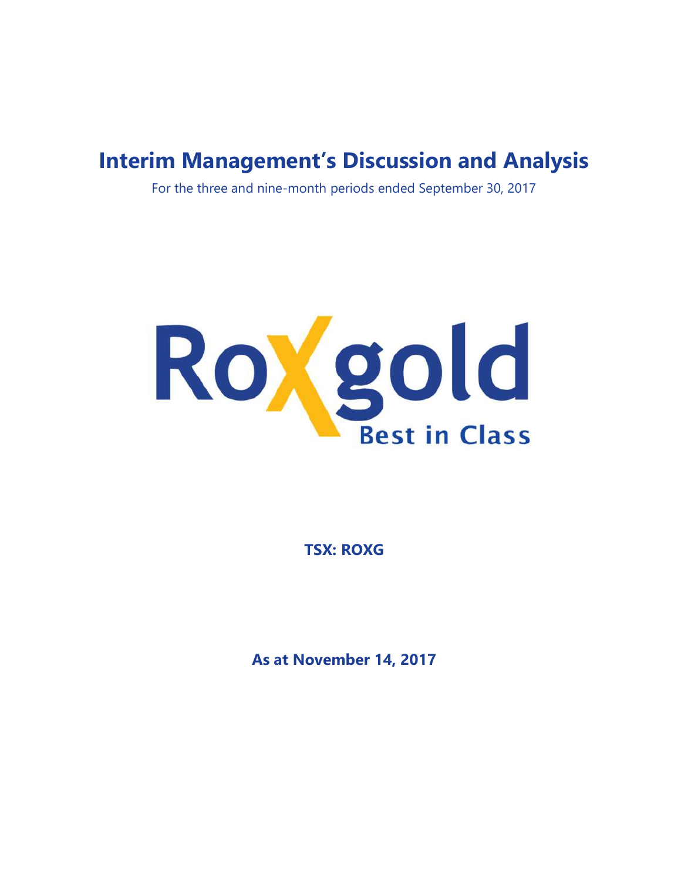# Interim Management's Discussion and Analysis

For the three and nine-month periods ended September 30, 2017

Roxgold
Best in Class

**TSX: ROXG**

**As at November 14, 2017**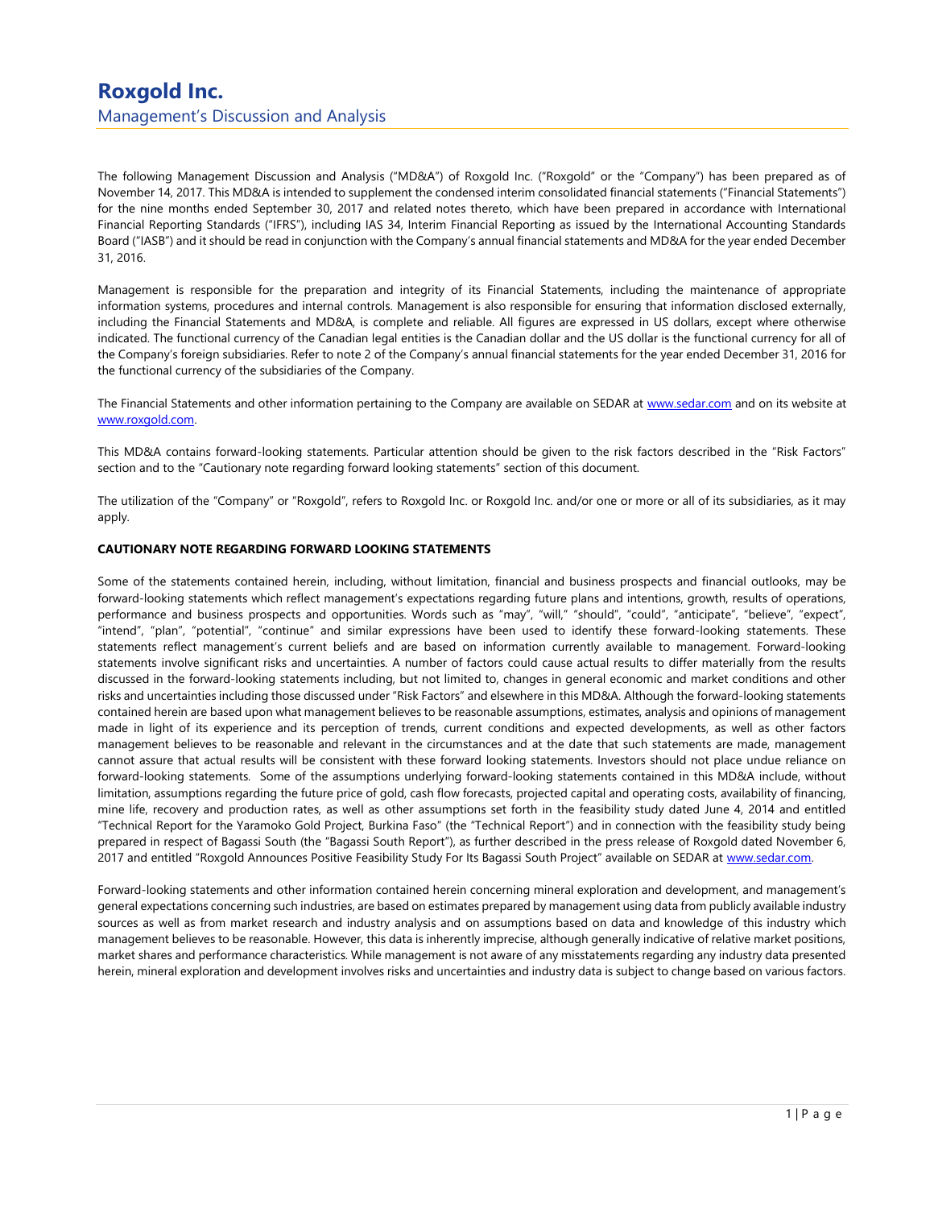# Roxgold Inc.

## Management's Discussion and Analysis

The following Management Discussion and Analysis ("MD&A") of Roxgold Inc. ("Roxgold" or the "Company") has been prepared as of November 14, 2017. This MD&A is intended to supplement the condensed interim consolidated financial statements ("Financial Statements") for the nine months ended September 30, 2017 and related notes thereto, which have been prepared in accordance with International Financial Reporting Standards ("IFRS"), including IAS 34, Interim Financial Reporting as issued by the International Accounting Standards Board ("IASB") and it should be read in conjunction with the Company's annual financial statements and MD&A for the year ended December 31, 2016.

Management is responsible for the preparation and integrity of its Financial Statements, including the maintenance of appropriate information systems, procedures and internal controls. Management is also responsible for ensuring that information disclosed externally, including the Financial Statements and MD&A, is complete and reliable. All figures are expressed in US dollars, except where otherwise indicated. The functional currency of the Canadian legal entities is the Canadian dollar and the US dollar is the functional currency for all of the Company's foreign subsidiaries. Refer to note 2 of the Company's annual financial statements for the year ended December 31, 2016 for the functional currency of the subsidiaries of the Company.

The Financial Statements and other information pertaining to the Company are available on SEDAR at www.sedar.com and on its website at www.roxgold.com.

This MD&A contains forward-looking statements. Particular attention should be given to the risk factors described in the "Risk Factors" section and to the "Cautionary note regarding forward looking statements" section of this document.

The utilization of the "Company" or "Roxgold", refers to Roxgold Inc. or Roxgold Inc. and/or one or more or all of its subsidiaries, as it may apply.

**CAUTIONARY NOTE REGARDING FORWARD LOOKING STATEMENTS**

Some of the statements contained herein, including, without limitation, financial and business prospects and financial outlooks, may be forward-looking statements which reflect management's expectations regarding future plans and intentions, growth, results of operations, performance and business prospects and opportunities. Words such as "may", "will," "should", "could", "anticipate", "believe", "expect", "intend", "plan", "potential", "continue" and similar expressions have been used to identify these forward-looking statements. These statements reflect management's current beliefs and are based on information currently available to management. Forward-looking statements involve significant risks and uncertainties. A number of factors could cause actual results to differ materially from the results discussed in the forward-looking statements including, but not limited to, changes in general economic and market conditions and other risks and uncertainties including those discussed under "Risk Factors" and elsewhere in this MD&A. Although the forward-looking statements contained herein are based upon what management believes to be reasonable assumptions, estimates, analysis and opinions of management made in light of its experience and its perception of trends, current conditions and expected developments, as well as other factors management believes to be reasonable and relevant in the circumstances and at the date that such statements are made, management cannot assure that actual results will be consistent with these forward looking statements. Investors should not place undue reliance on forward-looking statements. Some of the assumptions underlying forward-looking statements contained in this MD&A include, without limitation, assumptions regarding the future price of gold, cash flow forecasts, projected capital and operating costs, availability of financing, mine life, recovery and production rates, as well as other assumptions set forth in the feasibility study dated June 4, 2014 and entitled "Technical Report for the Yaramoko Gold Project, Burkina Faso" (the "Technical Report") and in connection with the feasibility study being prepared in respect of Bagassi South (the "Bagassi South Report"), as further described in the press release of Roxgold dated November 6, 2017 and entitled "Roxgold Announces Positive Feasibility Study For Its Bagassi South Project" available on SEDAR at www.sedar.com.

Forward-looking statements and other information contained herein concerning mineral exploration and development, and management's general expectations concerning such industries, are based on estimates prepared by management using data from publicly available industry sources as well as from market research and industry analysis and on assumptions based on data and knowledge of this industry which management believes to be reasonable. However, this data is inherently imprecise, although generally indicative of relative market positions, market shares and performance characteristics. While management is not aware of any misstatements regarding any industry data presented herein, mineral exploration and development involves risks and uncertainties and industry data is subject to change based on various factors.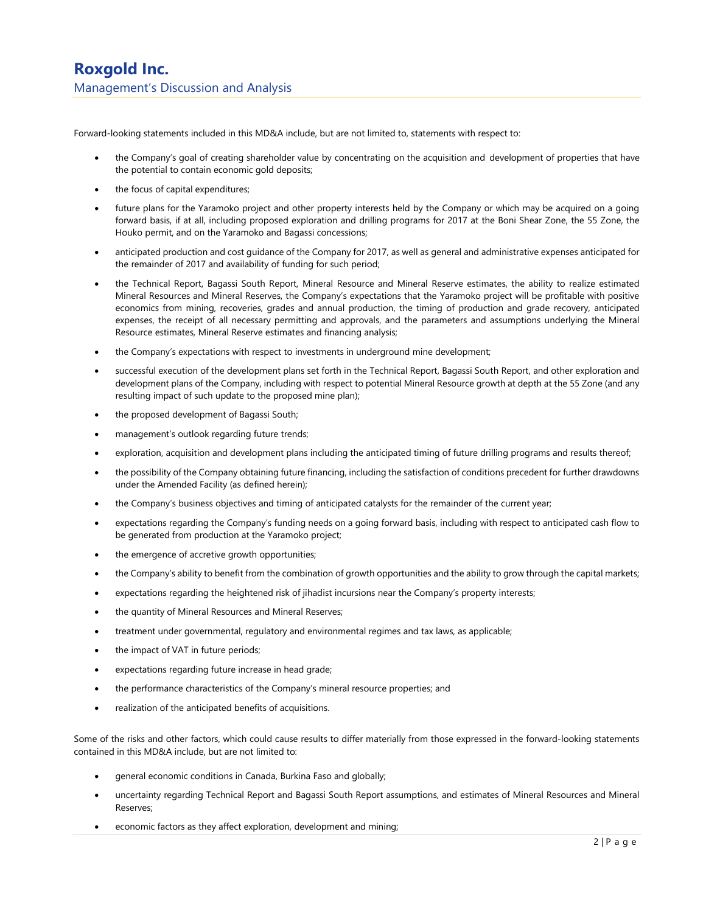Forward-looking statements included in this MD&A include, but are not limited to, statements with respect to:

- the Company's goal of creating shareholder value by concentrating on the acquisition and development of properties that have the potential to contain economic gold deposits;
- the focus of capital expenditures;
- future plans for the Yaramoko project and other property interests held by the Company or which may be acquired on a going forward basis, if at all, including proposed exploration and drilling programs for 2017 at the Boni Shear Zone, the 55 Zone, the Houko permit, and on the Yaramoko and Bagassi concessions;
- anticipated production and cost guidance of the Company for 2017, as well as general and administrative expenses anticipated for the remainder of 2017 and availability of funding for such period;
- the Technical Report, Bagassi South Report, Mineral Resource and Mineral Reserve estimates, the ability to realize estimated Mineral Resources and Mineral Reserves, the Company's expectations that the Yaramoko project will be profitable with positive economics from mining, recoveries, grades and annual production, the timing of production and grade recovery, anticipated expenses, the receipt of all necessary permitting and approvals, and the parameters and assumptions underlying the Mineral Resource estimates, Mineral Reserve estimates and financing analysis;
- the Company's expectations with respect to investments in underground mine development;
- successful execution of the development plans set forth in the Technical Report, Bagassi South Report, and other exploration and development plans of the Company, including with respect to potential Mineral Resource growth at depth at the 55 Zone (and any resulting impact of such update to the proposed mine plan);
- the proposed development of Bagassi South;
- management's outlook regarding future trends;
- exploration, acquisition and development plans including the anticipated timing of future drilling programs and results thereof;
- the possibility of the Company obtaining future financing, including the satisfaction of conditions precedent for further drawdowns under the Amended Facility (as defined herein);
- the Company's business objectives and timing of anticipated catalysts for the remainder of the current year;
- expectations regarding the Company's funding needs on a going forward basis, including with respect to anticipated cash flow to be generated from production at the Yaramoko project;
- the emergence of accretive growth opportunities;
- the Company's ability to benefit from the combination of growth opportunities and the ability to grow through the capital markets;
- expectations regarding the heightened risk of jihadist incursions near the Company's property interests;
- the quantity of Mineral Resources and Mineral Reserves;
- treatment under governmental, regulatory and environmental regimes and tax laws, as applicable;
- the impact of VAT in future periods;
- expectations regarding future increase in head grade;
- the performance characteristics of the Company's mineral resource properties; and
- realization of the anticipated benefits of acquisitions.

Some of the risks and other factors, which could cause results to differ materially from those expressed in the forward-looking statements contained in this MD&A include, but are not limited to:

- general economic conditions in Canada, Burkina Faso and globally;
- uncertainty regarding Technical Report and Bagassi South Report assumptions, and estimates of Mineral Resources and Mineral Reserves;
- economic factors as they affect exploration, development and mining;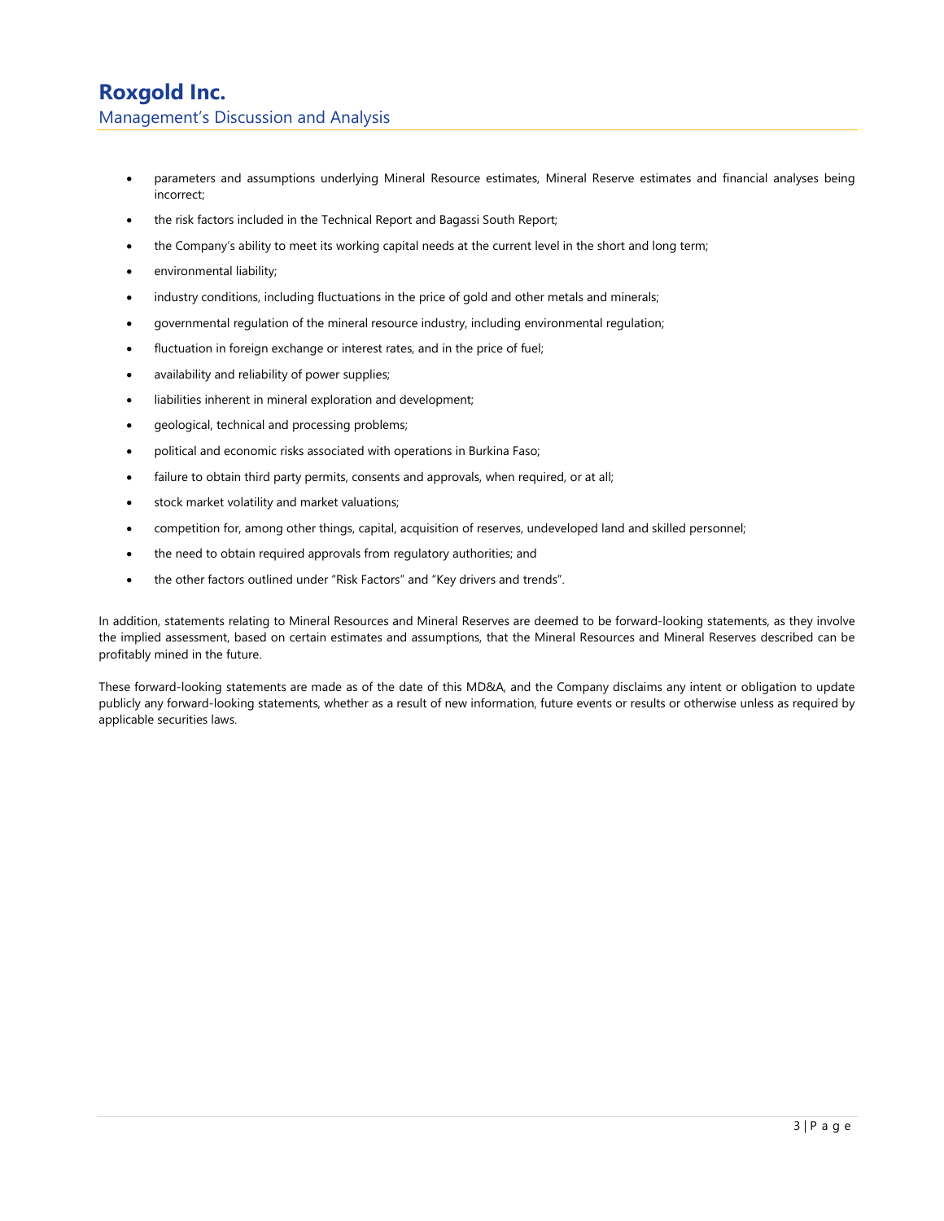- parameters and assumptions underlying Mineral Resource estimates, Mineral Reserve estimates and financial analyses being incorrect;
- the risk factors included in the Technical Report and Bagassi South Report;
- the Company's ability to meet its working capital needs at the current level in the short and long term;
- environmental liability;
- industry conditions, including fluctuations in the price of gold and other metals and minerals;
- governmental regulation of the mineral resource industry, including environmental regulation;
- fluctuation in foreign exchange or interest rates, and in the price of fuel;
- availability and reliability of power supplies;
- liabilities inherent in mineral exploration and development;
- geological, technical and processing problems;
- political and economic risks associated with operations in Burkina Faso;
- failure to obtain third party permits, consents and approvals, when required, or at all;
- stock market volatility and market valuations;
- competition for, among other things, capital, acquisition of reserves, undeveloped land and skilled personnel;
- the need to obtain required approvals from regulatory authorities; and
- the other factors outlined under "Risk Factors" and "Key drivers and trends".

In addition, statements relating to Mineral Resources and Mineral Reserves are deemed to be forward-looking statements, as they involve the implied assessment, based on certain estimates and assumptions, that the Mineral Resources and Mineral Reserves described can be profitably mined in the future.

These forward-looking statements are made as of the date of this MD&A, and the Company disclaims any intent or obligation to update publicly any forward-looking statements, whether as a result of new information, future events or results or otherwise unless as required by applicable securities laws.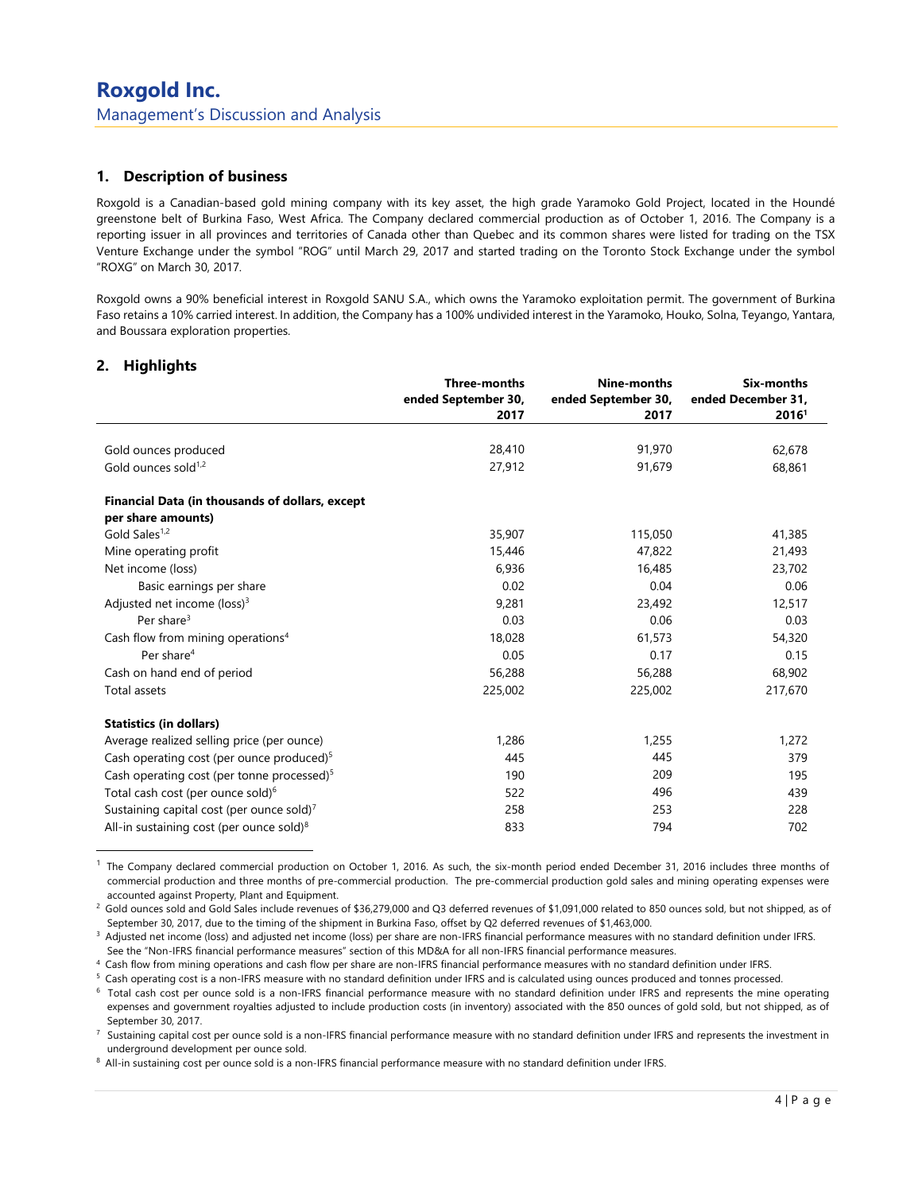## 1. Description of business

Roxgold is a Canadian-based gold mining company with its key asset, the high grade Yaramoko Gold Project, located in the Houndé greenstone belt of Burkina Faso, West Africa. The Company declared commercial production as of October 1, 2016. The Company is a reporting issuer in all provinces and territories of Canada other than Quebec and its common shares were listed for trading on the TSX Venture Exchange under the symbol "ROG" until March 29, 2017 and started trading on the Toronto Stock Exchange under the symbol "ROXG" on March 30, 2017.

Roxgold owns a 90% beneficial interest in Roxgold SANU S.A., which owns the Yaramoko exploitation permit. The government of Burkina Faso retains a 10% carried interest. In addition, the Company has a 100% undivided interest in the Yaramoko, Houko, Solna, Teyango, Yantara, and Boussara exploration properties.

## 2. Highlights

| | Three-months ended September 30, 2017 | Nine-months ended September 30, 2017 | Six-months ended December 31, 2016[1] |
|---|---|---|---|
| Gold ounces produced | 28,410 | 91,970 | 62,678 |
| Gold ounces sold[1,2] | 27,912 | 91,679 | 68,861 |
| **Financial Data (in thousands of dollars, except per share amounts)** | | | |
| Gold Sales[1,2] | 35,907 | 115,050 | 41,385 |
| Mine operating profit | 15,446 | 47,822 | 21,493 |
| Net income (loss) | 6,936 | 16,485 | 23,702 |
| Basic earnings per share | 0.02 | 0.04 | 0.06 |
| Adjusted net income (loss)[3] | 9,281 | 23,492 | 12,517 |
| Per share[3] | 0.03 | 0.06 | 0.03 |
| Cash flow from mining operations[4] | 18,028 | 61,573 | 54,320 |
| Per share[4] | 0.05 | 0.17 | 0.15 |
| Cash on hand end of period | 56,288 | 56,288 | 68,902 |
| Total assets | 225,002 | 225,002 | 217,670 |
| **Statistics (in dollars)** | | | |
| Average realized selling price (per ounce) | 1,286 | 1,255 | 1,272 |
| Cash operating cost (per ounce produced)[5] | 445 | 445 | 379 |
| Cash operating cost (per tonne processed)[5] | 190 | 209 | 195 |
| Total cash cost (per ounce sold)[6] | 522 | 496 | 439 |
| Sustaining capital cost (per ounce sold)[7] | 258 | 253 | 228 |
| All-in sustaining cost (per ounce sold)[8] | 833 | 794 | 702 |

[1] The Company declared commercial production on October 1, 2016. As such, the six-month period ended December 31, 2016 includes three months of commercial production and three months of pre-commercial production. The pre-commercial production gold sales and mining operating expenses were accounted against Property, Plant and Equipment.

[2] Gold ounces sold and Gold Sales include revenues of $36,279,000 and Q3 deferred revenues of $1,091,000 related to 850 ounces sold, but not shipped, as of September 30, 2017, due to the timing of the shipment in Burkina Faso, offset by Q2 deferred revenues of $1,463,000.

[3] Adjusted net income (loss) and adjusted net income (loss) per share are non-IFRS financial performance measures with no standard definition under IFRS. See the "Non-IFRS financial performance measures" section of this MD&A for all non-IFRS financial performance measures.

[4] Cash flow from mining operations and cash flow per share are non-IFRS financial performance measures with no standard definition under IFRS.

[5] Cash operating cost is a non-IFRS measure with no standard definition under IFRS and is calculated using ounces produced and tonnes processed.

[6] Total cash cost per ounce sold is a non-IFRS financial performance measure with no standard definition under IFRS and represents the mine operating expenses and government royalties adjusted to include production costs (in inventory) associated with the 850 ounces of gold sold, but not shipped, as of September 30, 2017.

[7] Sustaining capital cost per ounce sold is a non-IFRS financial performance measure with no standard definition under IFRS and represents the investment in underground development per ounce sold.

[8] All-in sustaining cost per ounce sold is a non-IFRS financial performance measure with no standard definition under IFRS.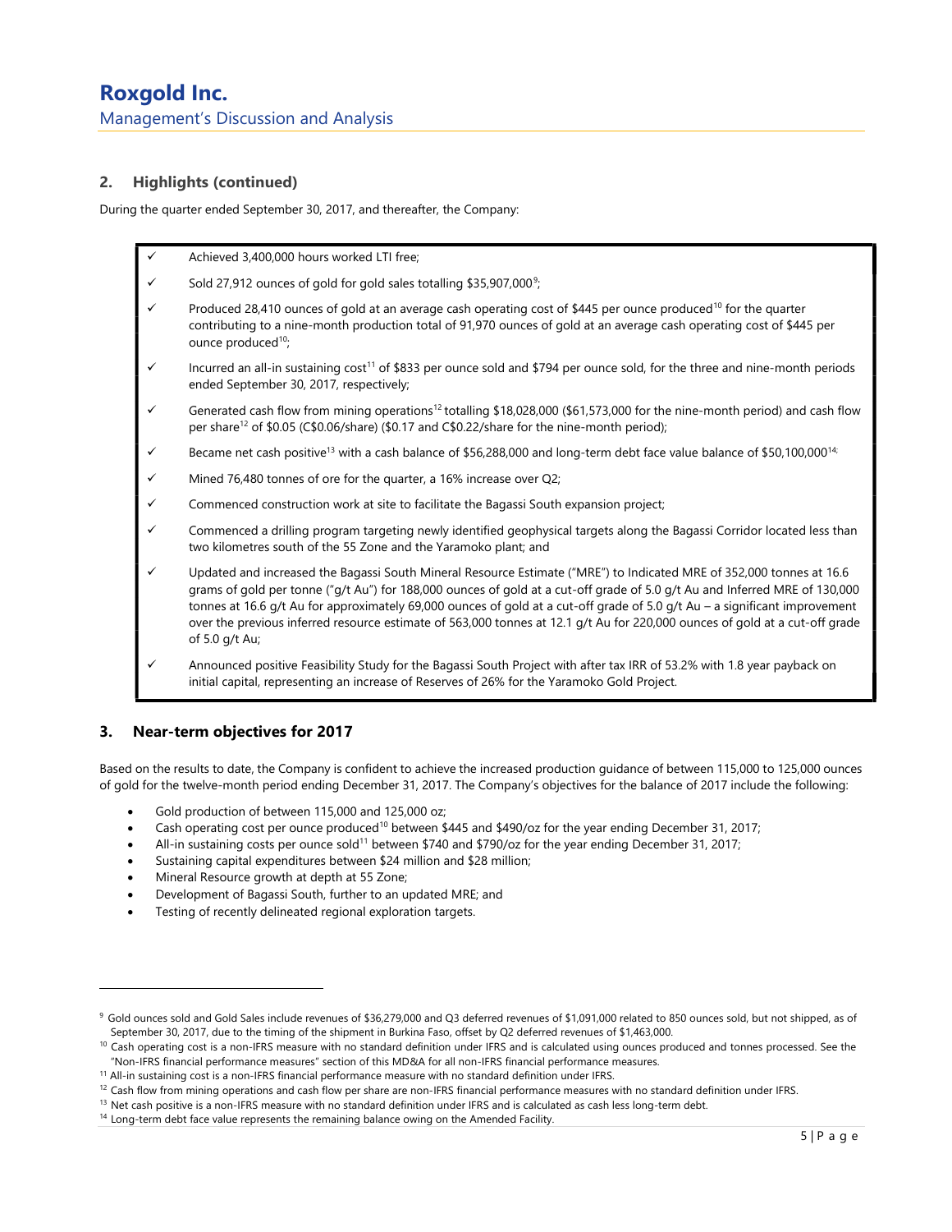## 2. Highlights (continued)

During the quarter ended September 30, 2017, and thereafter, the Company:

- ✓ Achieved 3,400,000 hours worked LTI free;
- ✓ Sold 27,912 ounces of gold for gold sales totalling $35,907,000[9];
- ✓ Produced 28,410 ounces of gold at an average cash operating cost of $445 per ounce produced[10] for the quarter contributing to a nine-month production total of 91,970 ounces of gold at an average cash operating cost of $445 per ounce produced[10];
- ✓ Incurred an all-in sustaining cost[11] of $833 per ounce sold and $794 per ounce sold, for the three and nine-month periods ended September 30, 2017, respectively;
- ✓ Generated cash flow from mining operations[12] totalling $18,028,000 ($61,573,000 for the nine-month period) and cash flow per share[12] of $0.05 (C$0.06/share) ($0.17 and C$0.22/share for the nine-month period);
- ✓ Became net cash positive[13] with a cash balance of $56,288,000 and long-term debt face value balance of $50,100,000[14];
- ✓ Mined 76,480 tonnes of ore for the quarter, a 16% increase over Q2;
- ✓ Commenced construction work at site to facilitate the Bagassi South expansion project;
- ✓ Commenced a drilling program targeting newly identified geophysical targets along the Bagassi Corridor located less than two kilometres south of the 55 Zone and the Yaramoko plant; and
- ✓ Updated and increased the Bagassi South Mineral Resource Estimate ("MRE") to Indicated MRE of 352,000 tonnes at 16.6 grams of gold per tonne ("g/t Au") for 188,000 ounces of gold at a cut-off grade of 5.0 g/t Au and Inferred MRE of 130,000 tonnes at 16.6 g/t Au for approximately 69,000 ounces of gold at a cut-off grade of 5.0 g/t Au – a significant improvement over the previous inferred resource estimate of 563,000 tonnes at 12.1 g/t Au for 220,000 ounces of gold at a cut-off grade of 5.0 g/t Au;
- ✓ Announced positive Feasibility Study for the Bagassi South Project with after tax IRR of 53.2% with 1.8 year payback on initial capital, representing an increase of Reserves of 26% for the Yaramoko Gold Project.

## 3. Near-term objectives for 2017

Based on the results to date, the Company is confident to achieve the increased production guidance of between 115,000 to 125,000 ounces of gold for the twelve-month period ending December 31, 2017. The Company's objectives for the balance of 2017 include the following:

- Gold production of between 115,000 and 125,000 oz;
- Cash operating cost per ounce produced[10] between $445 and $490/oz for the year ending December 31, 2017;
- All-in sustaining costs per ounce sold[11] between $740 and $790/oz for the year ending December 31, 2017;
- Sustaining capital expenditures between $24 million and $28 million;
- Mineral Resource growth at depth at 55 Zone;
- Development of Bagassi South, further to an updated MRE; and
- Testing of recently delineated regional exploration targets.

---

[9] Gold ounces sold and Gold Sales include revenues of $36,279,000 and Q3 deferred revenues of $1,091,000 related to 850 ounces sold, but not shipped, as of September 30, 2017, due to the timing of the shipment in Burkina Faso, offset by Q2 deferred revenues of $1,463,000.

[10] Cash operating cost is a non-IFRS measure with no standard definition under IFRS and is calculated using ounces produced and tonnes processed. See the "Non-IFRS financial performance measures" section of this MD&A for all non-IFRS financial performance measures.

[11] All-in sustaining cost is a non-IFRS financial performance measure with no standard definition under IFRS.

[12] Cash flow from mining operations and cash flow per share are non-IFRS financial performance measures with no standard definition under IFRS.

[13] Net cash positive is a non-IFRS measure with no standard definition under IFRS and is calculated as cash less long-term debt.

[14] Long-term debt face value represents the remaining balance owing on the Amended Facility.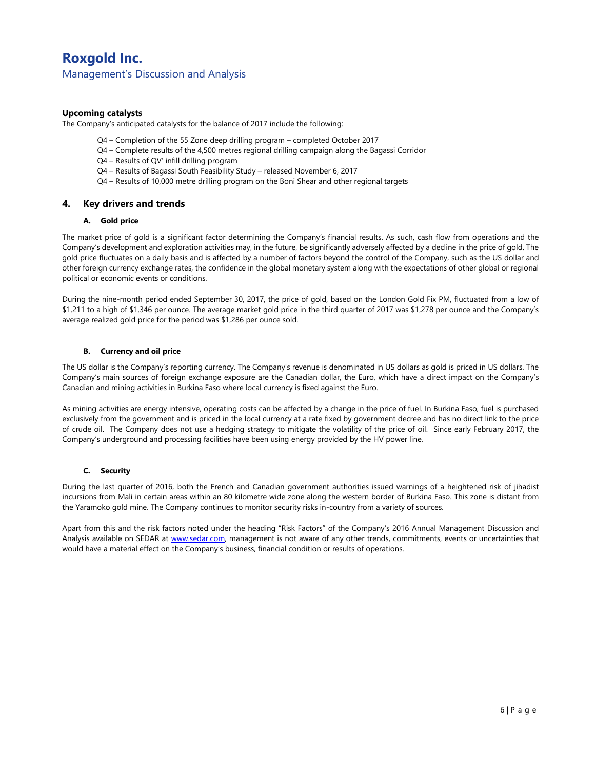**Upcoming catalysts**

The Company's anticipated catalysts for the balance of 2017 include the following:

- Q4 – Completion of the 55 Zone deep drilling program – completed October 2017
- Q4 – Complete results of the 4,500 metres regional drilling campaign along the Bagassi Corridor
- Q4 – Results of QV' infill drilling program
- Q4 – Results of Bagassi South Feasibility Study – released November 6, 2017
- Q4 – Results of 10,000 metre drilling program on the Boni Shear and other regional targets

## 4. Key drivers and trends

### A. Gold price

The market price of gold is a significant factor determining the Company's financial results. As such, cash flow from operations and the Company's development and exploration activities may, in the future, be significantly adversely affected by a decline in the price of gold. The gold price fluctuates on a daily basis and is affected by a number of factors beyond the control of the Company, such as the US dollar and other foreign currency exchange rates, the confidence in the global monetary system along with the expectations of other global or regional political or economic events or conditions.

During the nine-month period ended September 30, 2017, the price of gold, based on the London Gold Fix PM, fluctuated from a low of $1,211 to a high of $1,346 per ounce. The average market gold price in the third quarter of 2017 was $1,278 per ounce and the Company's average realized gold price for the period was $1,286 per ounce sold.

### B. Currency and oil price

The US dollar is the Company's reporting currency. The Company's revenue is denominated in US dollars as gold is priced in US dollars. The Company's main sources of foreign exchange exposure are the Canadian dollar, the Euro, which have a direct impact on the Company's Canadian and mining activities in Burkina Faso where local currency is fixed against the Euro.

As mining activities are energy intensive, operating costs can be affected by a change in the price of fuel. In Burkina Faso, fuel is purchased exclusively from the government and is priced in the local currency at a rate fixed by government decree and has no direct link to the price of crude oil. The Company does not use a hedging strategy to mitigate the volatility of the price of oil. Since early February 2017, the Company's underground and processing facilities have been using energy provided by the HV power line.

### C. Security

During the last quarter of 2016, both the French and Canadian government authorities issued warnings of a heightened risk of jihadist incursions from Mali in certain areas within an 80 kilometre wide zone along the western border of Burkina Faso. This zone is distant from the Yaramoko gold mine. The Company continues to monitor security risks in-country from a variety of sources.

Apart from this and the risk factors noted under the heading "Risk Factors" of the Company's 2016 Annual Management Discussion and Analysis available on SEDAR at www.sedar.com, management is not aware of any other trends, commitments, events or uncertainties that would have a material effect on the Company's business, financial condition or results of operations.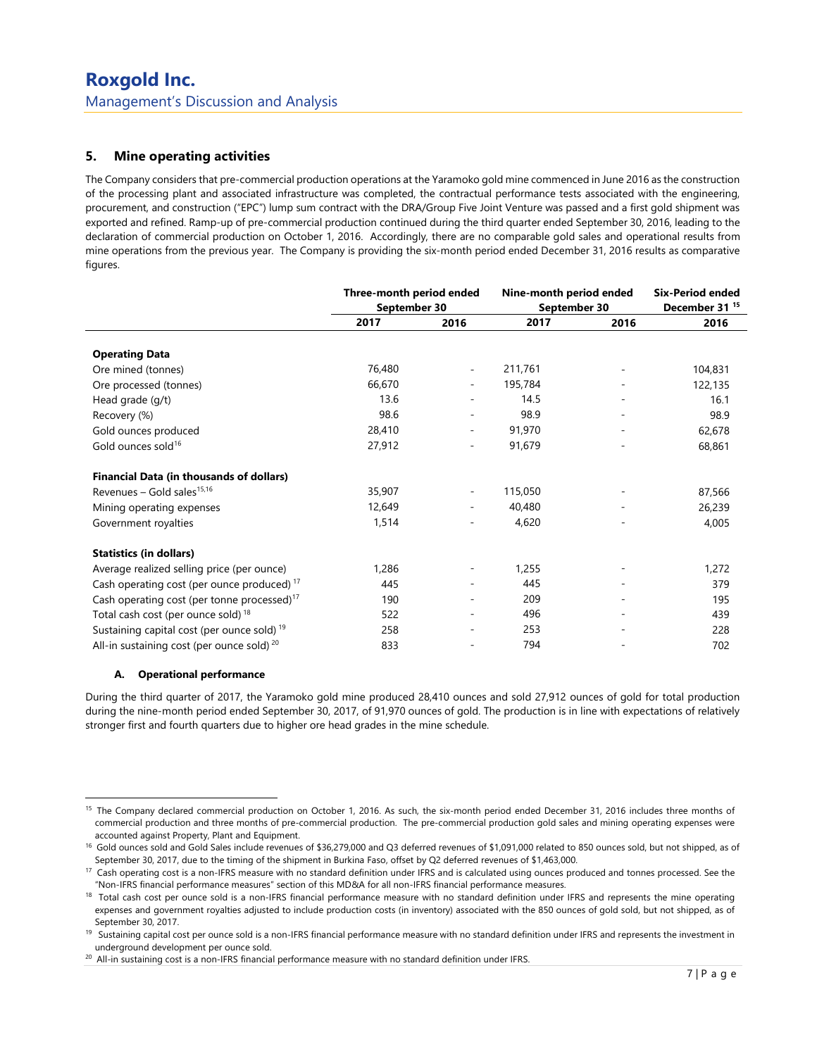## 5. Mine operating activities

The Company considers that pre-commercial production operations at the Yaramoko gold mine commenced in June 2016 as the construction of the processing plant and associated infrastructure was completed, the contractual performance tests associated with the engineering, procurement, and construction ("EPC") lump sum contract with the DRA/Group Five Joint Venture was passed and a first gold shipment was exported and refined. Ramp-up of pre-commercial production continued during the third quarter ended September 30, 2016, leading to the declaration of commercial production on October 1, 2016. Accordingly, there are no comparable gold sales and operational results from mine operations from the previous year. The Company is providing the six-month period ended December 31, 2016 results as comparative figures.

| | Three-month period ended September 30 | | Nine-month period ended September 30 | | Six-Period ended December 31 [15] |
|---|---|---|---|---|---|
| | 2017 | 2016 | 2017 | 2016 | 2016 |
| **Operating Data** | | | | | |
| Ore mined (tonnes) | 76,480 | - | 211,761 | - | 104,831 |
| Ore processed (tonnes) | 66,670 | - | 195,784 | - | 122,135 |
| Head grade (g/t) | 13.6 | - | 14.5 | - | 16.1 |
| Recovery (%) | 98.6 | - | 98.9 | - | 98.9 |
| Gold ounces produced | 28,410 | - | 91,970 | - | 62,678 |
| Gold ounces sold[16] | 27,912 | - | 91,679 | - | 68,861 |
| **Financial Data (in thousands of dollars)** | | | | | |
| Revenues – Gold sales[15,16] | 35,907 | - | 115,050 | - | 87,566 |
| Mining operating expenses | 12,649 | - | 40,480 | - | 26,239 |
| Government royalties | 1,514 | - | 4,620 | - | 4,005 |
| **Statistics (in dollars)** | | | | | |
| Average realized selling price (per ounce) | 1,286 | - | 1,255 | - | 1,272 |
| Cash operating cost (per ounce produced) [17] | 445 | - | 445 | - | 379 |
| Cash operating cost (per tonne processed)[17] | 190 | - | 209 | - | 195 |
| Total cash cost (per ounce sold) [18] | 522 | - | 496 | - | 439 |
| Sustaining capital cost (per ounce sold) [19] | 258 | - | 253 | - | 228 |
| All-in sustaining cost (per ounce sold) [20] | 833 | - | 794 | - | 702 |

### A. Operational performance

During the third quarter of 2017, the Yaramoko gold mine produced 28,410 ounces and sold 27,912 ounces of gold for total production during the nine-month period ended September 30, 2017, of 91,970 ounces of gold. The production is in line with expectations of relatively stronger first and fourth quarters due to higher ore head grades in the mine schedule.

---

[15] The Company declared commercial production on October 1, 2016. As such, the six-month period ended December 31, 2016 includes three months of commercial production and three months of pre-commercial production. The pre-commercial production gold sales and mining operating expenses were accounted against Property, Plant and Equipment.

[16] Gold ounces sold and Gold Sales include revenues of $36,279,000 and Q3 deferred revenues of $1,091,000 related to 850 ounces sold, but not shipped, as of September 30, 2017, due to the timing of the shipment in Burkina Faso, offset by Q2 deferred revenues of $1,463,000.

[17] Cash operating cost is a non-IFRS measure with no standard definition under IFRS and is calculated using ounces produced and tonnes processed. See the "Non-IFRS financial performance measures" section of this MD&A for all non-IFRS financial performance measures.

[18] Total cash cost per ounce sold is a non-IFRS financial performance measure with no standard definition under IFRS and represents the mine operating expenses and government royalties adjusted to include production costs (in inventory) associated with the 850 ounces of gold sold, but not shipped, as of September 30, 2017.

[19] Sustaining capital cost per ounce sold is a non-IFRS financial performance measure with no standard definition under IFRS and represents the investment in underground development per ounce sold.

[20] All-in sustaining cost is a non-IFRS financial performance measure with no standard definition under IFRS.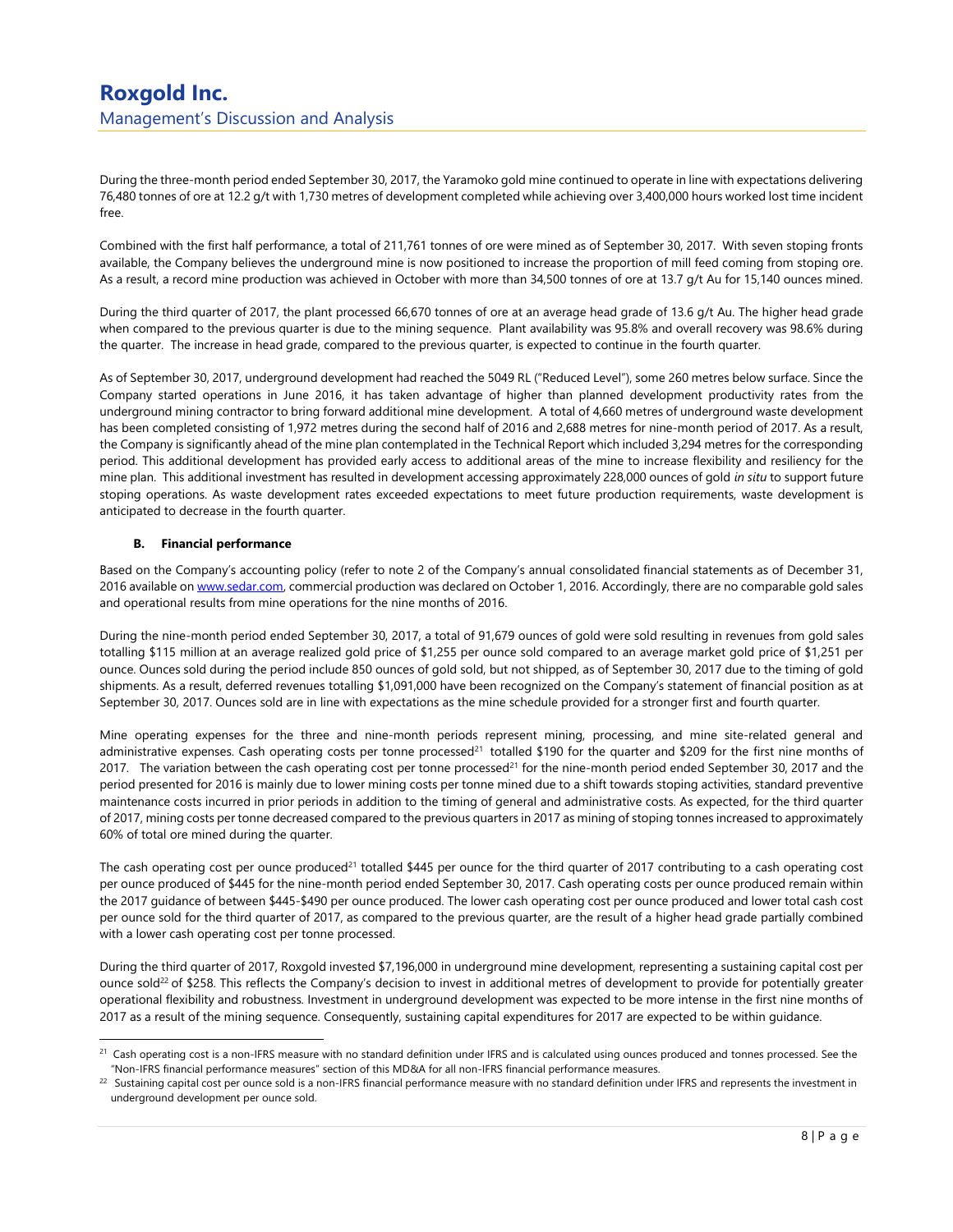During the three-month period ended September 30, 2017, the Yaramoko gold mine continued to operate in line with expectations delivering 76,480 tonnes of ore at 12.2 g/t with 1,730 metres of development completed while achieving over 3,400,000 hours worked lost time incident free.

Combined with the first half performance, a total of 211,761 tonnes of ore were mined as of September 30, 2017. With seven stoping fronts available, the Company believes the underground mine is now positioned to increase the proportion of mill feed coming from stoping ore. As a result, a record mine production was achieved in October with more than 34,500 tonnes of ore at 13.7 g/t Au for 15,140 ounces mined.

During the third quarter of 2017, the plant processed 66,670 tonnes of ore at an average head grade of 13.6 g/t Au. The higher head grade when compared to the previous quarter is due to the mining sequence. Plant availability was 95.8% and overall recovery was 98.6% during the quarter. The increase in head grade, compared to the previous quarter, is expected to continue in the fourth quarter.

As of September 30, 2017, underground development had reached the 5049 RL ("Reduced Level"), some 260 metres below surface. Since the Company started operations in June 2016, it has taken advantage of higher than planned development productivity rates from the underground mining contractor to bring forward additional mine development. A total of 4,660 metres of underground waste development has been completed consisting of 1,972 metres during the second half of 2016 and 2,688 metres for nine-month period of 2017. As a result, the Company is significantly ahead of the mine plan contemplated in the Technical Report which included 3,294 metres for the corresponding period. This additional development has provided early access to additional areas of the mine to increase flexibility and resiliency for the mine plan. This additional investment has resulted in development accessing approximately 228,000 ounces of gold *in situ* to support future stoping operations. As waste development rates exceeded expectations to meet future production requirements, waste development is anticipated to decrease in the fourth quarter.

### B. Financial performance

Based on the Company's accounting policy (refer to note 2 of the Company's annual consolidated financial statements as of December 31, 2016 available on www.sedar.com, commercial production was declared on October 1, 2016. Accordingly, there are no comparable gold sales and operational results from mine operations for the nine months of 2016.

During the nine-month period ended September 30, 2017, a total of 91,679 ounces of gold were sold resulting in revenues from gold sales totalling $115 million at an average realized gold price of $1,255 per ounce sold compared to an average market gold price of $1,251 per ounce. Ounces sold during the period include 850 ounces of gold sold, but not shipped, as of September 30, 2017 due to the timing of gold shipments. As a result, deferred revenues totalling $1,091,000 have been recognized on the Company's statement of financial position as at September 30, 2017. Ounces sold are in line with expectations as the mine schedule provided for a stronger first and fourth quarter.

Mine operating expenses for the three and nine-month periods represent mining, processing, and mine site-related general and administrative expenses. Cash operating costs per tonne processed[21] totalled $190 for the quarter and $209 for the first nine months of 2017. The variation between the cash operating cost per tonne processed[21] for the nine-month period ended September 30, 2017 and the period presented for 2016 is mainly due to lower mining costs per tonne mined due to a shift towards stoping activities, standard preventive maintenance costs incurred in prior periods in addition to the timing of general and administrative costs. As expected, for the third quarter of 2017, mining costs per tonne decreased compared to the previous quarters in 2017 as mining of stoping tonnes increased to approximately 60% of total ore mined during the quarter.

The cash operating cost per ounce produced[21] totalled $445 per ounce for the third quarter of 2017 contributing to a cash operating cost per ounce produced of $445 for the nine-month period ended September 30, 2017. Cash operating costs per ounce produced remain within the 2017 guidance of between $445-$490 per ounce produced. The lower cash operating cost per ounce produced and lower total cash cost per ounce sold for the third quarter of 2017, as compared to the previous quarter, are the result of a higher head grade partially combined with a lower cash operating cost per tonne processed.

During the third quarter of 2017, Roxgold invested $7,196,000 in underground mine development, representing a sustaining capital cost per ounce sold[22] of $258. This reflects the Company's decision to invest in additional metres of development to provide for potentially greater operational flexibility and robustness. Investment in underground development was expected to be more intense in the first nine months of 2017 as a result of the mining sequence. Consequently, sustaining capital expenditures for 2017 are expected to be within guidance.

---

[21] Cash operating cost is a non-IFRS measure with no standard definition under IFRS and is calculated using ounces produced and tonnes processed. See the "Non-IFRS financial performance measures" section of this MD&A for all non-IFRS financial performance measures.

[22] Sustaining capital cost per ounce sold is a non-IFRS financial performance measure with no standard definition under IFRS and represents the investment in underground development per ounce sold.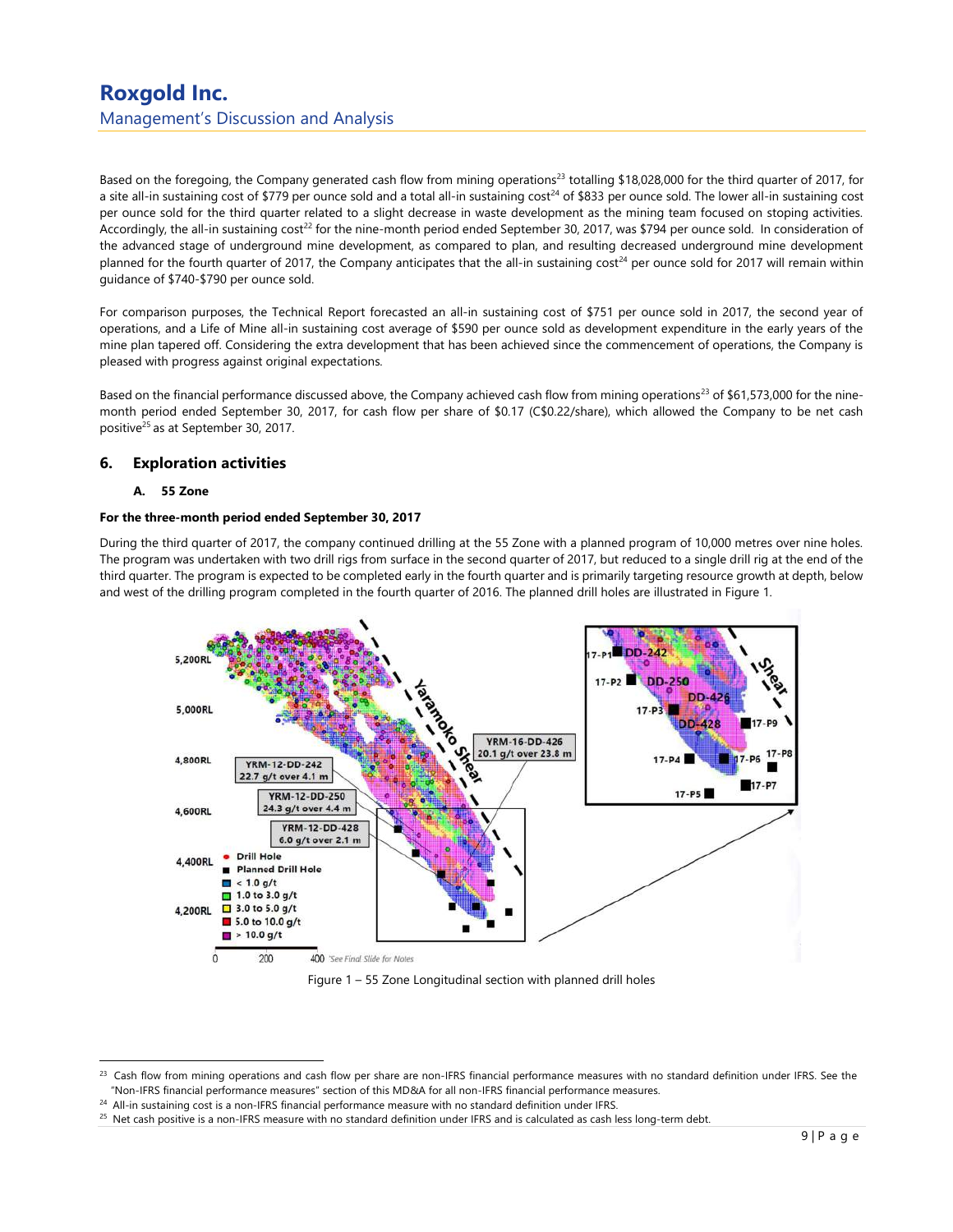Based on the foregoing, the Company generated cash flow from mining operations[23] totalling $18,028,000 for the third quarter of 2017, for a site all-in sustaining cost of $779 per ounce sold and a total all-in sustaining cost[24] of $833 per ounce sold. The lower all-in sustaining cost per ounce sold for the third quarter related to a slight decrease in waste development as the mining team focused on stoping activities. Accordingly, the all-in sustaining cost[22] for the nine-month period ended September 30, 2017, was $794 per ounce sold. In consideration of the advanced stage of underground mine development, as compared to plan, and resulting decreased underground mine development planned for the fourth quarter of 2017, the Company anticipates that the all-in sustaining cost[24] per ounce sold for 2017 will remain within guidance of $740-$790 per ounce sold.

For comparison purposes, the Technical Report forecasted an all-in sustaining cost of $751 per ounce sold in 2017, the second year of operations, and a Life of Mine all-in sustaining cost average of $590 per ounce sold as development expenditure in the early years of the mine plan tapered off. Considering the extra development that has been achieved since the commencement of operations, the Company is pleased with progress against original expectations.

Based on the financial performance discussed above, the Company achieved cash flow from mining operations[23] of $61,573,000 for the nine-month period ended September 30, 2017, for cash flow per share of $0.17 (C$0.22/share), which allowed the Company to be net cash positive[25] as at September 30, 2017.

## 6. Exploration activities

### A. 55 Zone

**For the three-month period ended September 30, 2017**

During the third quarter of 2017, the company continued drilling at the 55 Zone with a planned program of 10,000 metres over nine holes. The program was undertaken with two drill rigs from surface in the second quarter of 2017, but reduced to a single drill rig at the end of the third quarter. The program is expected to be completed early in the fourth quarter and is primarily targeting resource growth at depth, below and west of the drilling program completed in the fourth quarter of 2016. The planned drill holes are illustrated in Figure 1.

Figure 1 – 55 Zone Longitudinal section with planned drill holes

---

[23] Cash flow from mining operations and cash flow per share are non-IFRS financial performance measures with no standard definition under IFRS. See the "Non-IFRS financial performance measures" section of this MD&A for all non-IFRS financial performance measures.

[24] All-in sustaining cost is a non-IFRS financial performance measure with no standard definition under IFRS.

[25] Net cash positive is a non-IFRS measure with no standard definition under IFRS and is calculated as cash less long-term debt.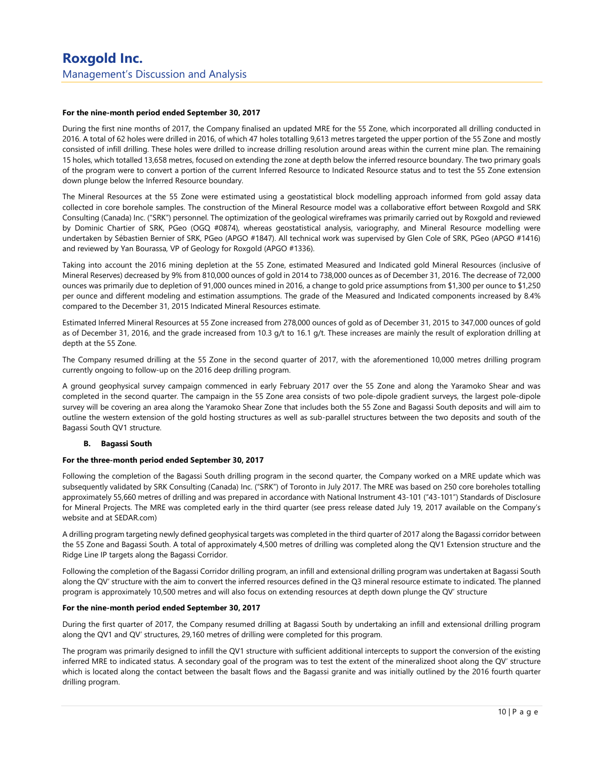**For the nine-month period ended September 30, 2017**

During the first nine months of 2017, the Company finalised an updated MRE for the 55 Zone, which incorporated all drilling conducted in 2016. A total of 62 holes were drilled in 2016, of which 47 holes totalling 9,613 metres targeted the upper portion of the 55 Zone and mostly consisted of infill drilling. These holes were drilled to increase drilling resolution around areas within the current mine plan. The remaining 15 holes, which totalled 13,658 metres, focused on extending the zone at depth below the inferred resource boundary. The two primary goals of the program were to convert a portion of the current Inferred Resource to Indicated Resource status and to test the 55 Zone extension down plunge below the Inferred Resource boundary.

The Mineral Resources at the 55 Zone were estimated using a geostatistical block modelling approach informed from gold assay data collected in core borehole samples. The construction of the Mineral Resource model was a collaborative effort between Roxgold and SRK Consulting (Canada) Inc. ("SRK") personnel. The optimization of the geological wireframes was primarily carried out by Roxgold and reviewed by Dominic Chartier of SRK, PGeo (OGQ #0874), whereas geostatistical analysis, variography, and Mineral Resource modelling were undertaken by Sébastien Bernier of SRK, PGeo (APGO #1847). All technical work was supervised by Glen Cole of SRK, PGeo (APGO #1416) and reviewed by Yan Bourassa, VP of Geology for Roxgold (APGO #1336).

Taking into account the 2016 mining depletion at the 55 Zone, estimated Measured and Indicated gold Mineral Resources (inclusive of Mineral Reserves) decreased by 9% from 810,000 ounces of gold in 2014 to 738,000 ounces as of December 31, 2016. The decrease of 72,000 ounces was primarily due to depletion of 91,000 ounces mined in 2016, a change to gold price assumptions from $1,300 per ounce to $1,250 per ounce and different modeling and estimation assumptions. The grade of the Measured and Indicated components increased by 8.4% compared to the December 31, 2015 Indicated Mineral Resources estimate.

Estimated Inferred Mineral Resources at 55 Zone increased from 278,000 ounces of gold as of December 31, 2015 to 347,000 ounces of gold as of December 31, 2016, and the grade increased from 10.3 g/t to 16.1 g/t. These increases are mainly the result of exploration drilling at depth at the 55 Zone.

The Company resumed drilling at the 55 Zone in the second quarter of 2017, with the aforementioned 10,000 metres drilling program currently ongoing to follow-up on the 2016 deep drilling program.

A ground geophysical survey campaign commenced in early February 2017 over the 55 Zone and along the Yaramoko Shear and was completed in the second quarter. The campaign in the 55 Zone area consists of two pole-dipole gradient surveys, the largest pole-dipole survey will be covering an area along the Yaramoko Shear Zone that includes both the 55 Zone and Bagassi South deposits and will aim to outline the western extension of the gold hosting structures as well as sub-parallel structures between the two deposits and south of the Bagassi South QV1 structure.

### B. Bagassi South

**For the three-month period ended September 30, 2017**

Following the completion of the Bagassi South drilling program in the second quarter, the Company worked on a MRE update which was subsequently validated by SRK Consulting (Canada) Inc. ("SRK") of Toronto in July 2017. The MRE was based on 250 core boreholes totalling approximately 55,660 metres of drilling and was prepared in accordance with National Instrument 43-101 ("43-101") Standards of Disclosure for Mineral Projects. The MRE was completed early in the third quarter (see press release dated July 19, 2017 available on the Company's website and at SEDAR.com)

A drilling program targeting newly defined geophysical targets was completed in the third quarter of 2017 along the Bagassi corridor between the 55 Zone and Bagassi South. A total of approximately 4,500 metres of drilling was completed along the QV1 Extension structure and the Ridge Line IP targets along the Bagassi Corridor.

Following the completion of the Bagassi Corridor drilling program, an infill and extensional drilling program was undertaken at Bagassi South along the QV' structure with the aim to convert the inferred resources defined in the Q3 mineral resource estimate to indicated. The planned program is approximately 10,500 metres and will also focus on extending resources at depth down plunge the QV' structure

**For the nine-month period ended September 30, 2017**

During the first quarter of 2017, the Company resumed drilling at Bagassi South by undertaking an infill and extensional drilling program along the QV1 and QV' structures, 29,160 metres of drilling were completed for this program.

The program was primarily designed to infill the QV1 structure with sufficient additional intercepts to support the conversion of the existing inferred MRE to indicated status. A secondary goal of the program was to test the extent of the mineralized shoot along the QV' structure which is located along the contact between the basalt flows and the Bagassi granite and was initially outlined by the 2016 fourth quarter drilling program.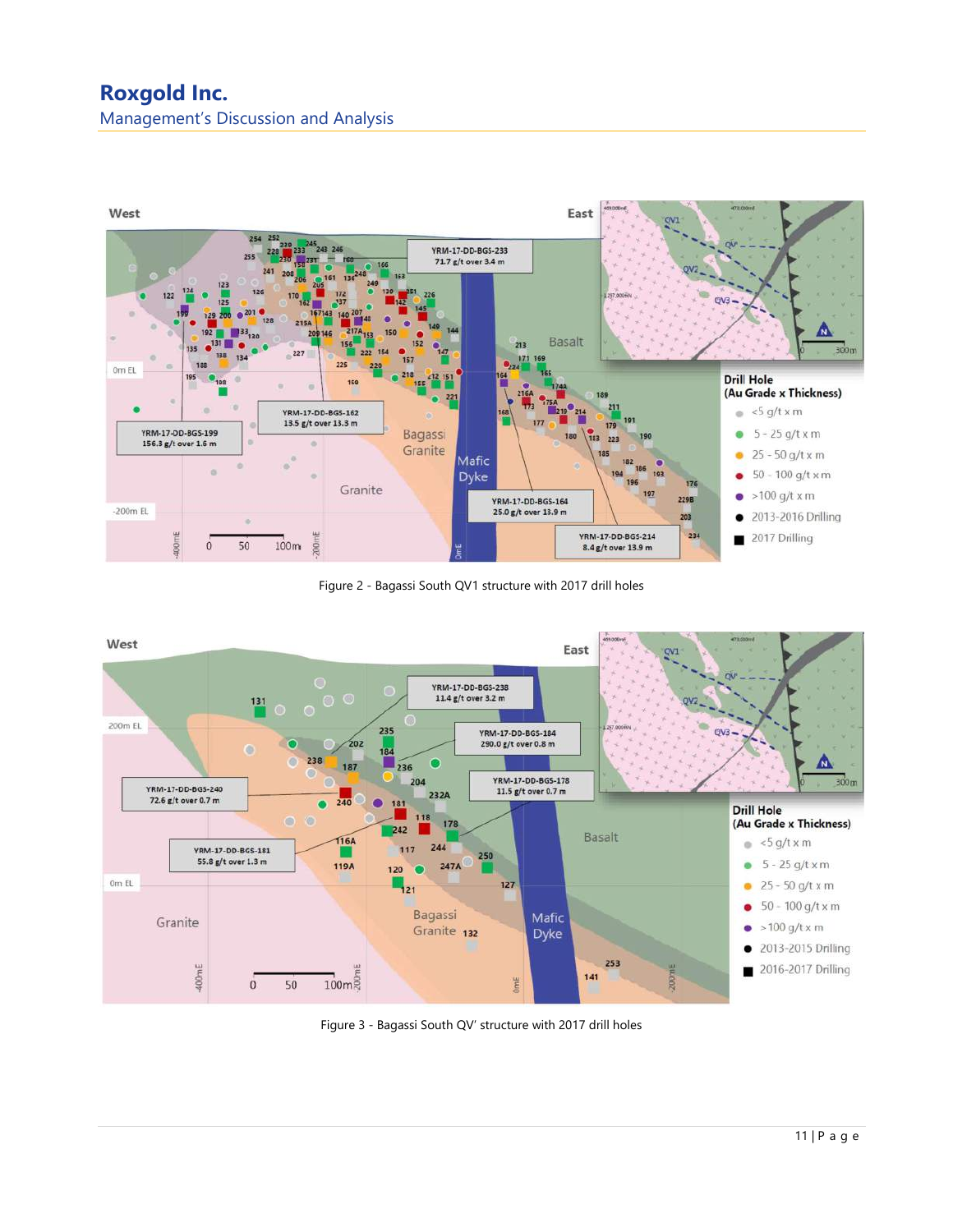Figure 2 - Bagassi South QV1 structure with 2017 drill holes

Figure 3 - Bagassi South QV' structure with 2017 drill holes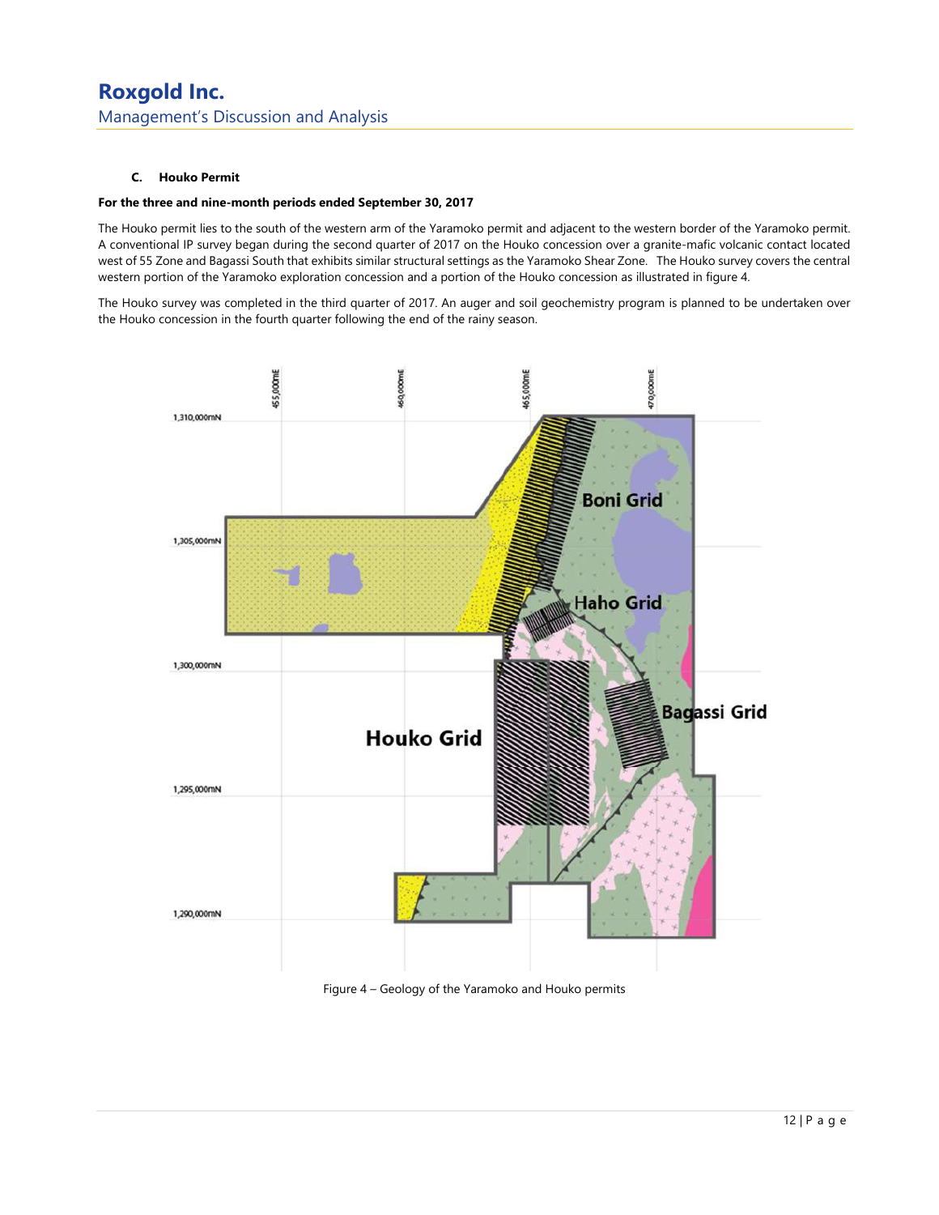### C. Houko Permit

**For the three and nine-month periods ended September 30, 2017**

The Houko permit lies to the south of the western arm of the Yaramoko permit and adjacent to the western border of the Yaramoko permit. A conventional IP survey began during the second quarter of 2017 on the Houko concession over a granite-mafic volcanic contact located west of 55 Zone and Bagassi South that exhibits similar structural settings as the Yaramoko Shear Zone. The Houko survey covers the central western portion of the Yaramoko exploration concession and a portion of the Houko concession as illustrated in figure 4.

The Houko survey was completed in the third quarter of 2017. An auger and soil geochemistry program is planned to be undertaken over the Houko concession in the fourth quarter following the end of the rainy season.

Figure 4 – Geology of the Yaramoko and Houko permits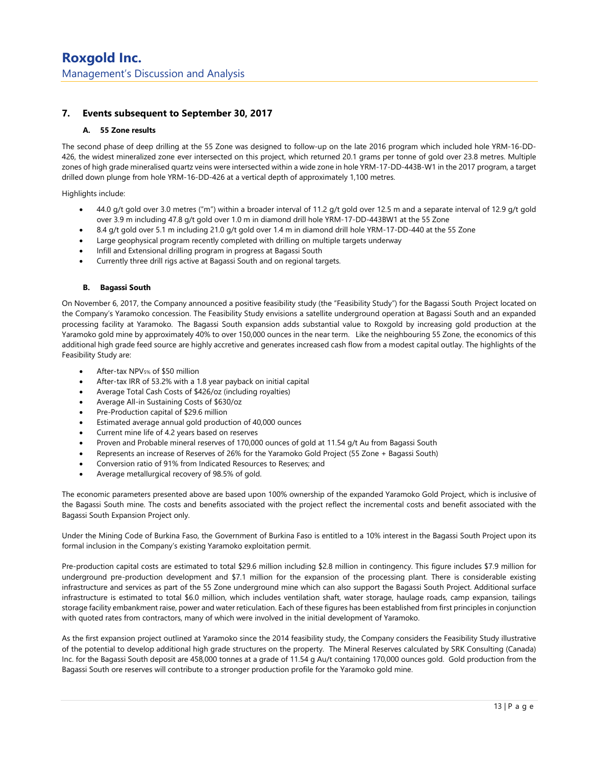## 7. Events subsequent to September 30, 2017

### A. 55 Zone results

The second phase of deep drilling at the 55 Zone was designed to follow-up on the late 2016 program which included hole YRM-16-DD-426, the widest mineralized zone ever intersected on this project, which returned 20.1 grams per tonne of gold over 23.8 metres. Multiple zones of high grade mineralised quartz veins were intersected within a wide zone in hole YRM-17-DD-443B-W1 in the 2017 program, a target drilled down plunge from hole YRM-16-DD-426 at a vertical depth of approximately 1,100 metres.

Highlights include:

- 44.0 g/t gold over 3.0 metres ("m") within a broader interval of 11.2 g/t gold over 12.5 m and a separate interval of 12.9 g/t gold over 3.9 m including 47.8 g/t gold over 1.0 m in diamond drill hole YRM-17-DD-443BW1 at the 55 Zone
- 8.4 g/t gold over 5.1 m including 21.0 g/t gold over 1.4 m in diamond drill hole YRM-17-DD-440 at the 55 Zone
- Large geophysical program recently completed with drilling on multiple targets underway
- Infill and Extensional drilling program in progress at Bagassi South
- Currently three drill rigs active at Bagassi South and on regional targets.

### B. Bagassi South

On November 6, 2017, the Company announced a positive feasibility study (the "Feasibility Study") for the Bagassi South Project located on the Company's Yaramoko concession. The Feasibility Study envisions a satellite underground operation at Bagassi South and an expanded processing facility at Yaramoko. The Bagassi South expansion adds substantial value to Roxgold by increasing gold production at the Yaramoko gold mine by approximately 40% to over 150,000 ounces in the near term. Like the neighbouring 55 Zone, the economics of this additional high grade feed source are highly accretive and generates increased cash flow from a modest capital outlay. The highlights of the Feasibility Study are:

- After-tax $NPV_{5\%}$ of $50 million
- After-tax IRR of 53.2% with a 1.8 year payback on initial capital
- Average Total Cash Costs of $426/oz (including royalties)
- Average All-in Sustaining Costs of $630/oz
- Pre-Production capital of $29.6 million
- Estimated average annual gold production of 40,000 ounces
- Current mine life of 4.2 years based on reserves
- Proven and Probable mineral reserves of 170,000 ounces of gold at 11.54 g/t Au from Bagassi South
- Represents an increase of Reserves of 26% for the Yaramoko Gold Project (55 Zone + Bagassi South)
- Conversion ratio of 91% from Indicated Resources to Reserves; and
- Average metallurgical recovery of 98.5% of gold.

The economic parameters presented above are based upon 100% ownership of the expanded Yaramoko Gold Project, which is inclusive of the Bagassi South mine. The costs and benefits associated with the project reflect the incremental costs and benefit associated with the Bagassi South Expansion Project only.

Under the Mining Code of Burkina Faso, the Government of Burkina Faso is entitled to a 10% interest in the Bagassi South Project upon its formal inclusion in the Company's existing Yaramoko exploitation permit.

Pre-production capital costs are estimated to total $29.6 million including $2.8 million in contingency. This figure includes $7.9 million for underground pre-production development and $7.1 million for the expansion of the processing plant. There is considerable existing infrastructure and services as part of the 55 Zone underground mine which can also support the Bagassi South Project. Additional surface infrastructure is estimated to total $6.0 million, which includes ventilation shaft, water storage, haulage roads, camp expansion, tailings storage facility embankment raise, power and water reticulation. Each of these figures has been established from first principles in conjunction with quoted rates from contractors, many of which were involved in the initial development of Yaramoko.

As the first expansion project outlined at Yaramoko since the 2014 feasibility study, the Company considers the Feasibility Study illustrative of the potential to develop additional high grade structures on the property. The Mineral Reserves calculated by SRK Consulting (Canada) Inc. for the Bagassi South deposit are 458,000 tonnes at a grade of 11.54 g Au/t containing 170,000 ounces gold. Gold production from the Bagassi South ore reserves will contribute to a stronger production profile for the Yaramoko gold mine.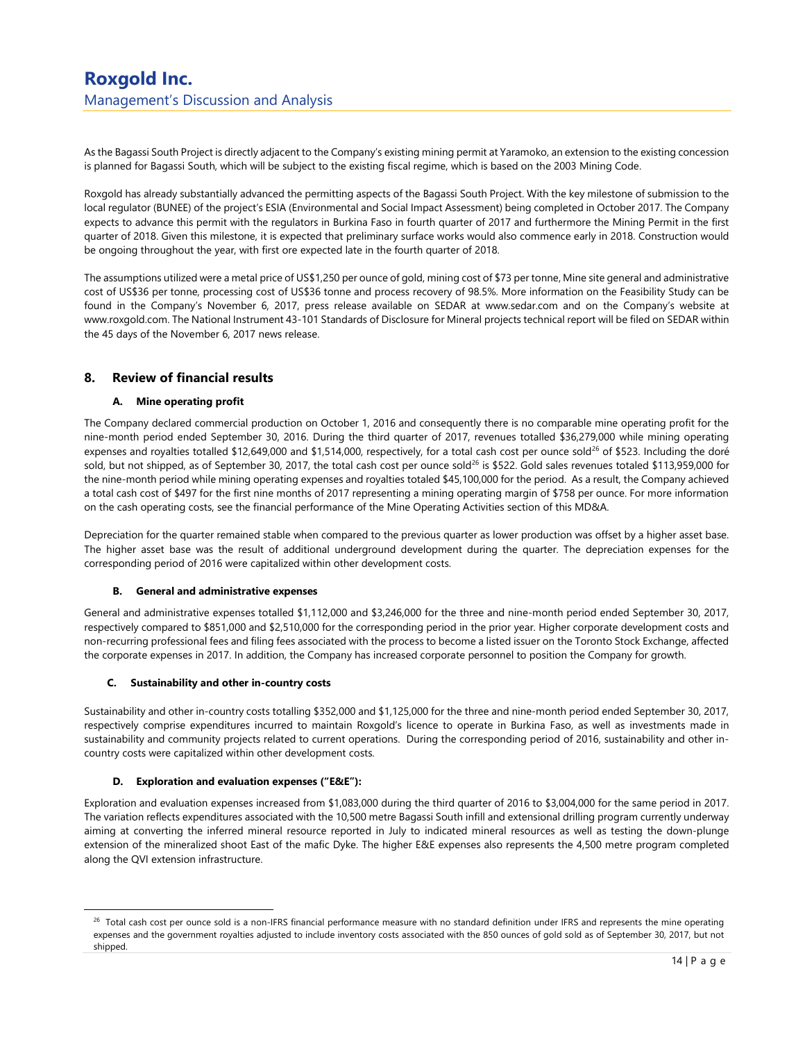As the Bagassi South Project is directly adjacent to the Company's existing mining permit at Yaramoko, an extension to the existing concession is planned for Bagassi South, which will be subject to the existing fiscal regime, which is based on the 2003 Mining Code.

Roxgold has already substantially advanced the permitting aspects of the Bagassi South Project. With the key milestone of submission to the local regulator (BUNEE) of the project's ESIA (Environmental and Social Impact Assessment) being completed in October 2017. The Company expects to advance this permit with the regulators in Burkina Faso in fourth quarter of 2017 and furthermore the Mining Permit in the first quarter of 2018. Given this milestone, it is expected that preliminary surface works would also commence early in 2018. Construction would be ongoing throughout the year, with first ore expected late in the fourth quarter of 2018.

The assumptions utilized were a metal price of US$1,250 per ounce of gold, mining cost of $73 per tonne, Mine site general and administrative cost of US$36 per tonne, processing cost of US$36 tonne and process recovery of 98.5%. More information on the Feasibility Study can be found in the Company's November 6, 2017, press release available on SEDAR at www.sedar.com and on the Company's website at www.roxgold.com. The National Instrument 43-101 Standards of Disclosure for Mineral projects technical report will be filed on SEDAR within the 45 days of the November 6, 2017 news release.

## 8. Review of financial results

### A. Mine operating profit

The Company declared commercial production on October 1, 2016 and consequently there is no comparable mine operating profit for the nine-month period ended September 30, 2016. During the third quarter of 2017, revenues totalled $36,279,000 while mining operating expenses and royalties totalled $12,649,000 and $1,514,000, respectively, for a total cash cost per ounce sold[26] of $523. Including the doré sold, but not shipped, as of September 30, 2017, the total cash cost per ounce sold[26] is $522. Gold sales revenues totaled $113,959,000 for the nine-month period while mining operating expenses and royalties totaled $45,100,000 for the period. As a result, the Company achieved a total cash cost of $497 for the first nine months of 2017 representing a mining operating margin of $758 per ounce. For more information on the cash operating costs, see the financial performance of the Mine Operating Activities section of this MD&A.

Depreciation for the quarter remained stable when compared to the previous quarter as lower production was offset by a higher asset base. The higher asset base was the result of additional underground development during the quarter. The depreciation expenses for the corresponding period of 2016 were capitalized within other development costs.

### B. General and administrative expenses

General and administrative expenses totalled $1,112,000 and $3,246,000 for the three and nine-month period ended September 30, 2017, respectively compared to $851,000 and $2,510,000 for the corresponding period in the prior year. Higher corporate development costs and non-recurring professional fees and filing fees associated with the process to become a listed issuer on the Toronto Stock Exchange, affected the corporate expenses in 2017. In addition, the Company has increased corporate personnel to position the Company for growth.

### C. Sustainability and other in-country costs

Sustainability and other in-country costs totalling $352,000 and $1,125,000 for the three and nine-month period ended September 30, 2017, respectively comprise expenditures incurred to maintain Roxgold's licence to operate in Burkina Faso, as well as investments made in sustainability and community projects related to current operations. During the corresponding period of 2016, sustainability and other in-country costs were capitalized within other development costs.

### D. Exploration and evaluation expenses ("E&E"):

Exploration and evaluation expenses increased from $1,083,000 during the third quarter of 2016 to $3,004,000 for the same period in 2017. The variation reflects expenditures associated with the 10,500 metre Bagassi South infill and extensional drilling program currently underway aiming at converting the inferred mineral resource reported in July to indicated mineral resources as well as testing the down-plunge extension of the mineralized shoot East of the mafic Dyke. The higher E&E expenses also represents the 4,500 metre program completed along the QVI extension infrastructure.

---

[26] Total cash cost per ounce sold is a non-IFRS financial performance measure with no standard definition under IFRS and represents the mine operating expenses and the government royalties adjusted to include inventory costs associated with the 850 ounces of gold sold as of September 30, 2017, but not shipped.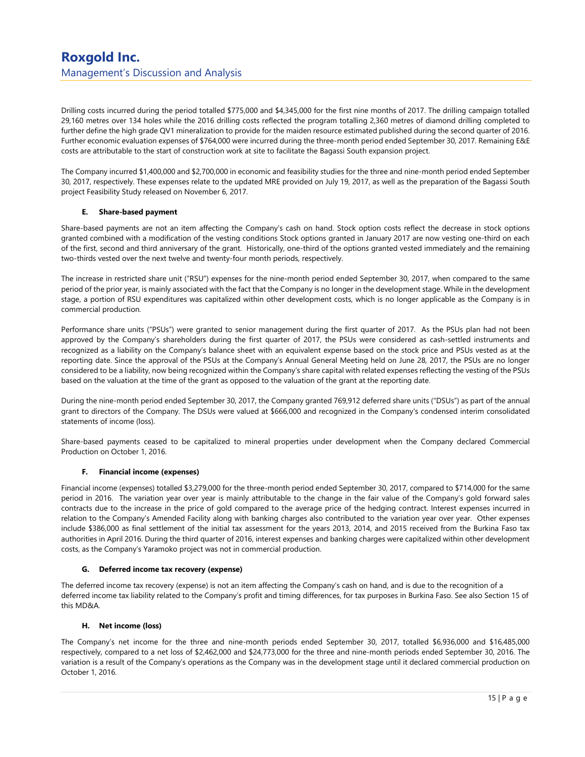Drilling costs incurred during the period totalled $775,000 and $4,345,000 for the first nine months of 2017. The drilling campaign totalled 29,160 metres over 134 holes while the 2016 drilling costs reflected the program totalling 2,360 metres of diamond drilling completed to further define the high grade QV1 mineralization to provide for the maiden resource estimated published during the second quarter of 2016. Further economic evaluation expenses of $764,000 were incurred during the three-month period ended September 30, 2017. Remaining E&E costs are attributable to the start of construction work at site to facilitate the Bagassi South expansion project.

The Company incurred $1,400,000 and $2,700,000 in economic and feasibility studies for the three and nine-month period ended September 30, 2017, respectively. These expenses relate to the updated MRE provided on July 19, 2017, as well as the preparation of the Bagassi South project Feasibility Study released on November 6, 2017.

#### E. Share-based payment

Share-based payments are not an item affecting the Company's cash on hand. Stock option costs reflect the decrease in stock options granted combined with a modification of the vesting conditions Stock options granted in January 2017 are now vesting one-third on each of the first, second and third anniversary of the grant. Historically, one-third of the options granted vested immediately and the remaining two-thirds vested over the next twelve and twenty-four month periods, respectively.

The increase in restricted share unit ("RSU") expenses for the nine-month period ended September 30, 2017, when compared to the same period of the prior year, is mainly associated with the fact that the Company is no longer in the development stage. While in the development stage, a portion of RSU expenditures was capitalized within other development costs, which is no longer applicable as the Company is in commercial production.

Performance share units ("PSUs") were granted to senior management during the first quarter of 2017. As the PSUs plan had not been approved by the Company's shareholders during the first quarter of 2017, the PSUs were considered as cash-settled instruments and recognized as a liability on the Company's balance sheet with an equivalent expense based on the stock price and PSUs vested as at the reporting date. Since the approval of the PSUs at the Company's Annual General Meeting held on June 28, 2017, the PSUs are no longer considered to be a liability, now being recognized within the Company's share capital with related expenses reflecting the vesting of the PSUs based on the valuation at the time of the grant as opposed to the valuation of the grant at the reporting date.

During the nine-month period ended September 30, 2017, the Company granted 769,912 deferred share units ("DSUs") as part of the annual grant to directors of the Company. The DSUs were valued at $666,000 and recognized in the Company's condensed interim consolidated statements of income (loss).

Share-based payments ceased to be capitalized to mineral properties under development when the Company declared Commercial Production on October 1, 2016.

#### F. Financial income (expenses)

Financial income (expenses) totalled $3,279,000 for the three-month period ended September 30, 2017, compared to $714,000 for the same period in 2016. The variation year over year is mainly attributable to the change in the fair value of the Company's gold forward sales contracts due to the increase in the price of gold compared to the average price of the hedging contract. Interest expenses incurred in relation to the Company's Amended Facility along with banking charges also contributed to the variation year over year. Other expenses include $386,000 as final settlement of the initial tax assessment for the years 2013, 2014, and 2015 received from the Burkina Faso tax authorities in April 2016. During the third quarter of 2016, interest expenses and banking charges were capitalized within other development costs, as the Company's Yaramoko project was not in commercial production.

#### G. Deferred income tax recovery (expense)

The deferred income tax recovery (expense) is not an item affecting the Company's cash on hand, and is due to the recognition of a deferred income tax liability related to the Company's profit and timing differences, for tax purposes in Burkina Faso. See also Section 15 of this MD&A.

#### H. Net income (loss)

The Company's net income for the three and nine-month periods ended September 30, 2017, totalled $6,936,000 and $16,485,000 respectively, compared to a net loss of $2,462,000 and $24,773,000 for the three and nine-month periods ended September 30, 2016. The variation is a result of the Company's operations as the Company was in the development stage until it declared commercial production on October 1, 2016.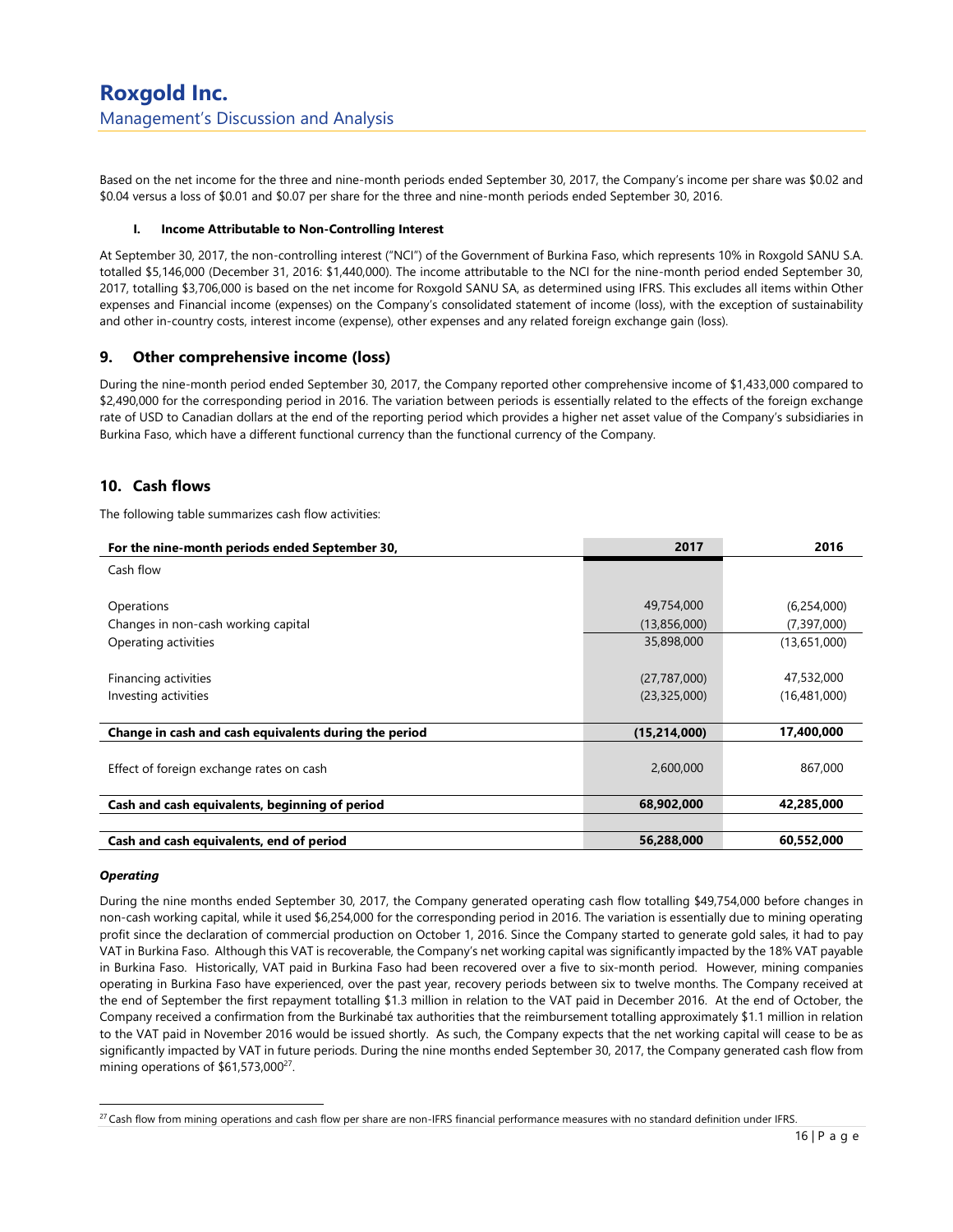Based on the net income for the three and nine-month periods ended September 30, 2017, the Company's income per share was $0.02 and $0.04 versus a loss of $0.01 and $0.07 per share for the three and nine-month periods ended September 30, 2016.

#### I. Income Attributable to Non-Controlling Interest

At September 30, 2017, the non-controlling interest ("NCI") of the Government of Burkina Faso, which represents 10% in Roxgold SANU S.A. totalled $5,146,000 (December 31, 2016: $1,440,000). The income attributable to the NCI for the nine-month period ended September 30, 2017, totalling $3,706,000 is based on the net income for Roxgold SANU SA, as determined using IFRS. This excludes all items within Other expenses and Financial income (expenses) on the Company's consolidated statement of income (loss), with the exception of sustainability and other in-country costs, interest income (expense), other expenses and any related foreign exchange gain (loss).

## 9. Other comprehensive income (loss)

During the nine-month period ended September 30, 2017, the Company reported other comprehensive income of $1,433,000 compared to $2,490,000 for the corresponding period in 2016. The variation between periods is essentially related to the effects of the foreign exchange rate of USD to Canadian dollars at the end of the reporting period which provides a higher net asset value of the Company's subsidiaries in Burkina Faso, which have a different functional currency than the functional currency of the Company.

## 10. Cash flows

The following table summarizes cash flow activities:

| For the nine-month periods ended September 30, | 2017 | 2016 |
|---|---|---|
| Cash flow | | |
| Operations | 49,754,000 | (6,254,000) |
| Changes in non-cash working capital | (13,856,000) | (7,397,000) |
| Operating activities | 35,898,000 | (13,651,000) |
| Financing activities | (27,787,000) | 47,532,000 |
| Investing activities | (23,325,000) | (16,481,000) |
| **Change in cash and cash equivalents during the period** | **(15,214,000)** | **17,400,000** |
| Effect of foreign exchange rates on cash | 2,600,000 | 867,000 |
| **Cash and cash equivalents, beginning of period** | **68,902,000** | **42,285,000** |
| **Cash and cash equivalents, end of period** | **56,288,000** | **60,552,000** |

#### *Operating*

During the nine months ended September 30, 2017, the Company generated operating cash flow totalling $49,754,000 before changes in non-cash working capital, while it used $6,254,000 for the corresponding period in 2016. The variation is essentially due to mining operating profit since the declaration of commercial production on October 1, 2016. Since the Company started to generate gold sales, it had to pay VAT in Burkina Faso. Although this VAT is recoverable, the Company's net working capital was significantly impacted by the 18% VAT payable in Burkina Faso. Historically, VAT paid in Burkina Faso had been recovered over a five to six-month period. However, mining companies operating in Burkina Faso have experienced, over the past year, recovery periods between six to twelve months. The Company received at the end of September the first repayment totalling $1.3 million in relation to the VAT paid in December 2016. At the end of October, the Company received a confirmation from the Burkinabé tax authorities that the reimbursement totalling approximately $1.1 million in relation to the VAT paid in November 2016 would be issued shortly. As such, the Company expects that the net working capital will cease to be as significantly impacted by VAT in future periods. During the nine months ended September 30, 2017, the Company generated cash flow from mining operations of $61,573,000[27].

[27] Cash flow from mining operations and cash flow per share are non-IFRS financial performance measures with no standard definition under IFRS.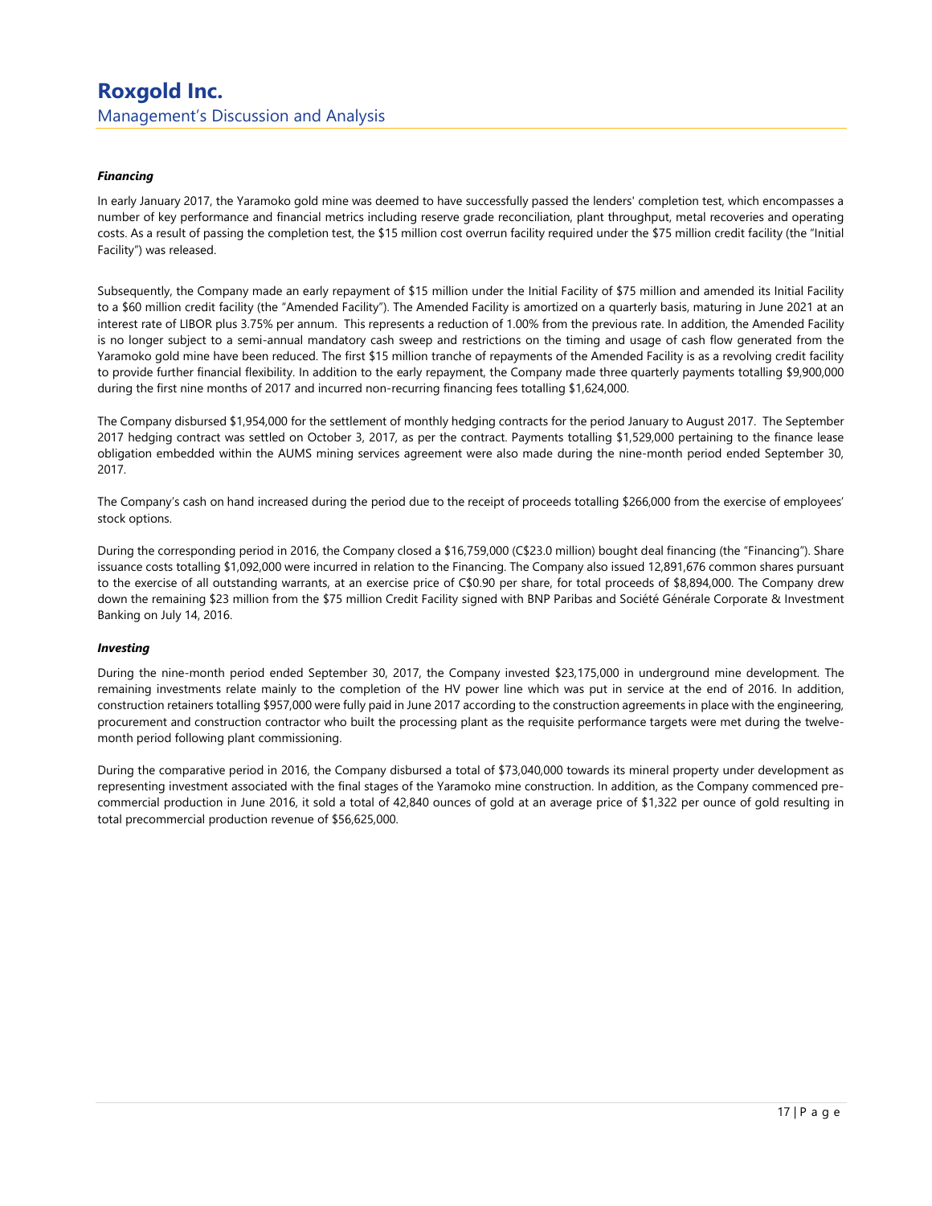#### *Financing*

In early January 2017, the Yaramoko gold mine was deemed to have successfully passed the lenders' completion test, which encompasses a number of key performance and financial metrics including reserve grade reconciliation, plant throughput, metal recoveries and operating costs. As a result of passing the completion test, the $15 million cost overrun facility required under the $75 million credit facility (the "Initial Facility") was released.

Subsequently, the Company made an early repayment of $15 million under the Initial Facility of $75 million and amended its Initial Facility to a $60 million credit facility (the "Amended Facility"). The Amended Facility is amortized on a quarterly basis, maturing in June 2021 at an interest rate of LIBOR plus 3.75% per annum. This represents a reduction of 1.00% from the previous rate. In addition, the Amended Facility is no longer subject to a semi-annual mandatory cash sweep and restrictions on the timing and usage of cash flow generated from the Yaramoko gold mine have been reduced. The first $15 million tranche of repayments of the Amended Facility is as a revolving credit facility to provide further financial flexibility. In addition to the early repayment, the Company made three quarterly payments totalling $9,900,000 during the first nine months of 2017 and incurred non-recurring financing fees totalling $1,624,000.

The Company disbursed $1,954,000 for the settlement of monthly hedging contracts for the period January to August 2017. The September 2017 hedging contract was settled on October 3, 2017, as per the contract. Payments totalling $1,529,000 pertaining to the finance lease obligation embedded within the AUMS mining services agreement were also made during the nine-month period ended September 30, 2017.

The Company's cash on hand increased during the period due to the receipt of proceeds totalling $266,000 from the exercise of employees' stock options.

During the corresponding period in 2016, the Company closed a $16,759,000 (C$23.0 million) bought deal financing (the "Financing"). Share issuance costs totalling $1,092,000 were incurred in relation to the Financing. The Company also issued 12,891,676 common shares pursuant to the exercise of all outstanding warrants, at an exercise price of C$0.90 per share, for total proceeds of $8,894,000. The Company drew down the remaining $23 million from the $75 million Credit Facility signed with BNP Paribas and Société Générale Corporate & Investment Banking on July 14, 2016.

#### *Investing*

During the nine-month period ended September 30, 2017, the Company invested $23,175,000 in underground mine development. The remaining investments relate mainly to the completion of the HV power line which was put in service at the end of 2016. In addition, construction retainers totalling $957,000 were fully paid in June 2017 according to the construction agreements in place with the engineering, procurement and construction contractor who built the processing plant as the requisite performance targets were met during the twelve-month period following plant commissioning.

During the comparative period in 2016, the Company disbursed a total of $73,040,000 towards its mineral property under development as representing investment associated with the final stages of the Yaramoko mine construction. In addition, as the Company commenced pre-commercial production in June 2016, it sold a total of 42,840 ounces of gold at an average price of $1,322 per ounce of gold resulting in total precommercial production revenue of $56,625,000.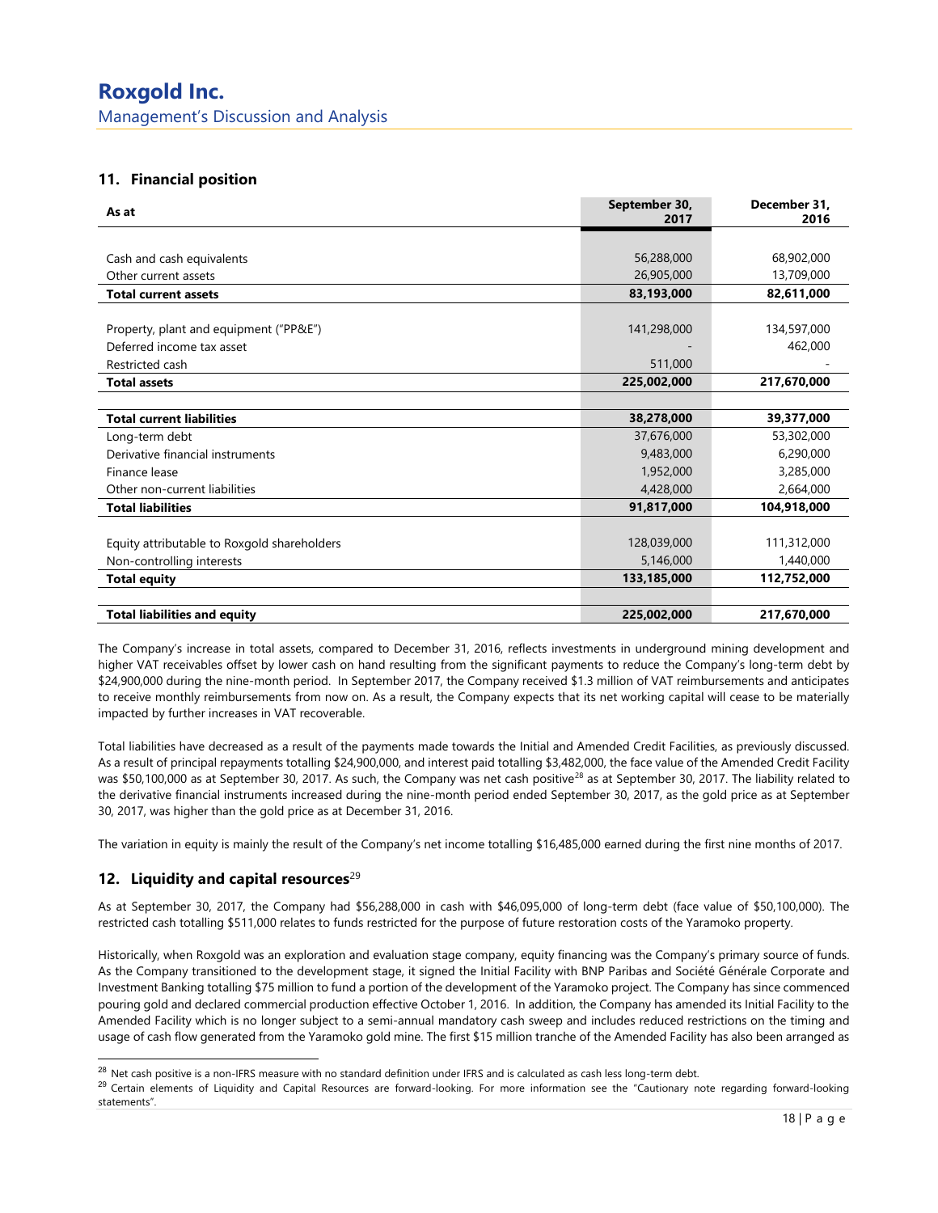## 11. Financial position

| As at | September 30, 2017 | December 31, 2016 |
|---|---|---|
| Cash and cash equivalents | 56,288,000 | 68,902,000 |
| Other current assets | 26,905,000 | 13,709,000 |
| **Total current assets** | **83,193,000** | **82,611,000** |
| Property, plant and equipment ("PP&E") | 141,298,000 | 134,597,000 |
| Deferred income tax asset | - | 462,000 |
| Restricted cash | 511,000 | - |
| **Total assets** | **225,002,000** | **217,670,000** |
| **Total current liabilities** | **38,278,000** | **39,377,000** |
| Long-term debt | 37,676,000 | 53,302,000 |
| Derivative financial instruments | 9,483,000 | 6,290,000 |
| Finance lease | 1,952,000 | 3,285,000 |
| Other non-current liabilities | 4,428,000 | 2,664,000 |
| **Total liabilities** | **91,817,000** | **104,918,000** |
| Equity attributable to Roxgold shareholders | 128,039,000 | 111,312,000 |
| Non-controlling interests | 5,146,000 | 1,440,000 |
| **Total equity** | **133,185,000** | **112,752,000** |
| **Total liabilities and equity** | **225,002,000** | **217,670,000** |

The Company's increase in total assets, compared to December 31, 2016, reflects investments in underground mining development and higher VAT receivables offset by lower cash on hand resulting from the significant payments to reduce the Company's long-term debt by $24,900,000 during the nine-month period. In September 2017, the Company received $1.3 million of VAT reimbursements and anticipates to receive monthly reimbursements from now on. As a result, the Company expects that its net working capital will cease to be materially impacted by further increases in VAT recoverable.

Total liabilities have decreased as a result of the payments made towards the Initial and Amended Credit Facilities, as previously discussed. As a result of principal repayments totalling $24,900,000, and interest paid totalling $3,482,000, the face value of the Amended Credit Facility was $50,100,000 as at September 30, 2017. As such, the Company was net cash positive[28] as at September 30, 2017. The liability related to the derivative financial instruments increased during the nine-month period ended September 30, 2017, as the gold price as at September 30, 2017, was higher than the gold price as at December 31, 2016.

The variation in equity is mainly the result of the Company's net income totalling $16,485,000 earned during the first nine months of 2017.

## 12. Liquidity and capital resources[29]

As at September 30, 2017, the Company had $56,288,000 in cash with $46,095,000 of long-term debt (face value of $50,100,000). The restricted cash totalling $511,000 relates to funds restricted for the purpose of future restoration costs of the Yaramoko property.

Historically, when Roxgold was an exploration and evaluation stage company, equity financing was the Company's primary source of funds. As the Company transitioned to the development stage, it signed the Initial Facility with BNP Paribas and Société Générale Corporate and Investment Banking totalling $75 million to fund a portion of the development of the Yaramoko project. The Company has since commenced pouring gold and declared commercial production effective October 1, 2016. In addition, the Company has amended its Initial Facility to the Amended Facility which is no longer subject to a semi-annual mandatory cash sweep and includes reduced restrictions on the timing and usage of cash flow generated from the Yaramoko gold mine. The first $15 million tranche of the Amended Facility has also been arranged as

[28] Net cash positive is a non-IFRS measure with no standard definition under IFRS and is calculated as cash less long-term debt.

[29] Certain elements of Liquidity and Capital Resources are forward-looking. For more information see the "Cautionary note regarding forward-looking statements".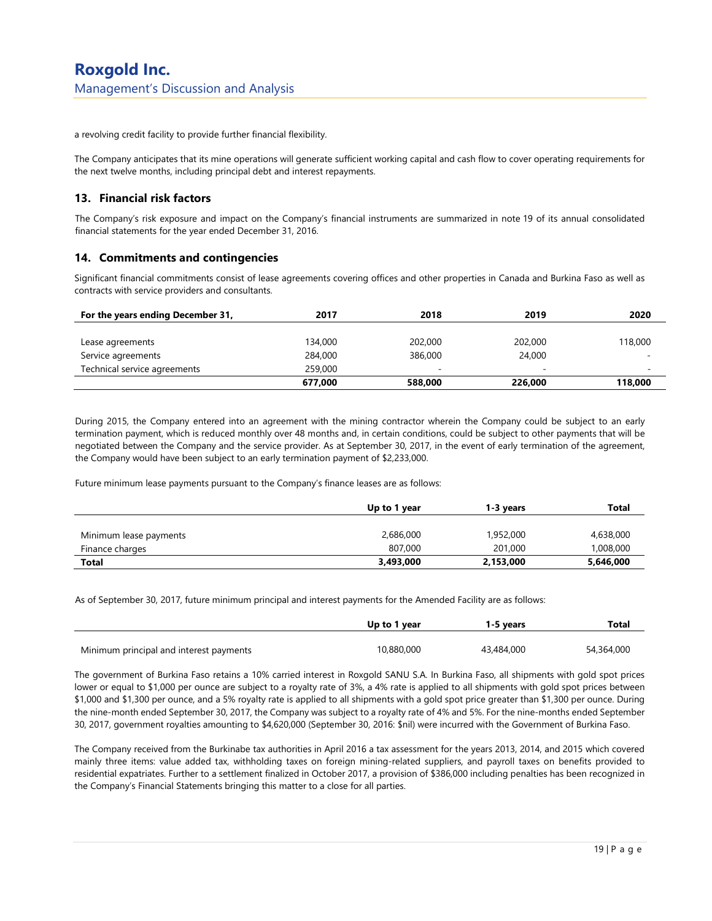a revolving credit facility to provide further financial flexibility.

The Company anticipates that its mine operations will generate sufficient working capital and cash flow to cover operating requirements for the next twelve months, including principal debt and interest repayments.

## 13. Financial risk factors

The Company's risk exposure and impact on the Company's financial instruments are summarized in note 19 of its annual consolidated financial statements for the year ended December 31, 2016.

## 14. Commitments and contingencies

Significant financial commitments consist of lease agreements covering offices and other properties in Canada and Burkina Faso as well as contracts with service providers and consultants.

| For the years ending December 31, | 2017 | 2018 | 2019 | 2020 |
|---|---|---|---|---|
| Lease agreements | 134,000 | 202,000 | 202,000 | 118,000 |
| Service agreements | 284,000 | 386,000 | 24,000 | - |
| Technical service agreements | 259,000 | - | - | - |
| | **677,000** | **588,000** | **226,000** | **118,000** |

During 2015, the Company entered into an agreement with the mining contractor wherein the Company could be subject to an early termination payment, which is reduced monthly over 48 months and, in certain conditions, could be subject to other payments that will be negotiated between the Company and the service provider. As at September 30, 2017, in the event of early termination of the agreement, the Company would have been subject to an early termination payment of $2,233,000.

Future minimum lease payments pursuant to the Company's finance leases are as follows:

| | Up to 1 year | 1-3 years | Total |
|---|---|---|---|
| Minimum lease payments | 2,686,000 | 1,952,000 | 4,638,000 |
| Finance charges | 807,000 | 201,000 | 1,008,000 |
| **Total** | **3,493,000** | **2,153,000** | **5,646,000** |

As of September 30, 2017, future minimum principal and interest payments for the Amended Facility are as follows:

| | Up to 1 year | 1-5 years | Total |
|---|---|---|---|
| Minimum principal and interest payments | 10,880,000 | 43,484,000 | 54,364,000 |

The government of Burkina Faso retains a 10% carried interest in Roxgold SANU S.A. In Burkina Faso, all shipments with gold spot prices lower or equal to $1,000 per ounce are subject to a royalty rate of 3%, a 4% rate is applied to all shipments with gold spot prices between $1,000 and $1,300 per ounce, and a 5% royalty rate is applied to all shipments with a gold spot price greater than $1,300 per ounce. During the nine-month ended September 30, 2017, the Company was subject to a royalty rate of 4% and 5%. For the nine-months ended September 30, 2017, government royalties amounting to $4,620,000 (September 30, 2016: $nil) were incurred with the Government of Burkina Faso.

The Company received from the Burkinabe tax authorities in April 2016 a tax assessment for the years 2013, 2014, and 2015 which covered mainly three items: value added tax, withholding taxes on foreign mining-related suppliers, and payroll taxes on benefits provided to residential expatriates. Further to a settlement finalized in October 2017, a provision of $386,000 including penalties has been recognized in the Company's Financial Statements bringing this matter to a close for all parties.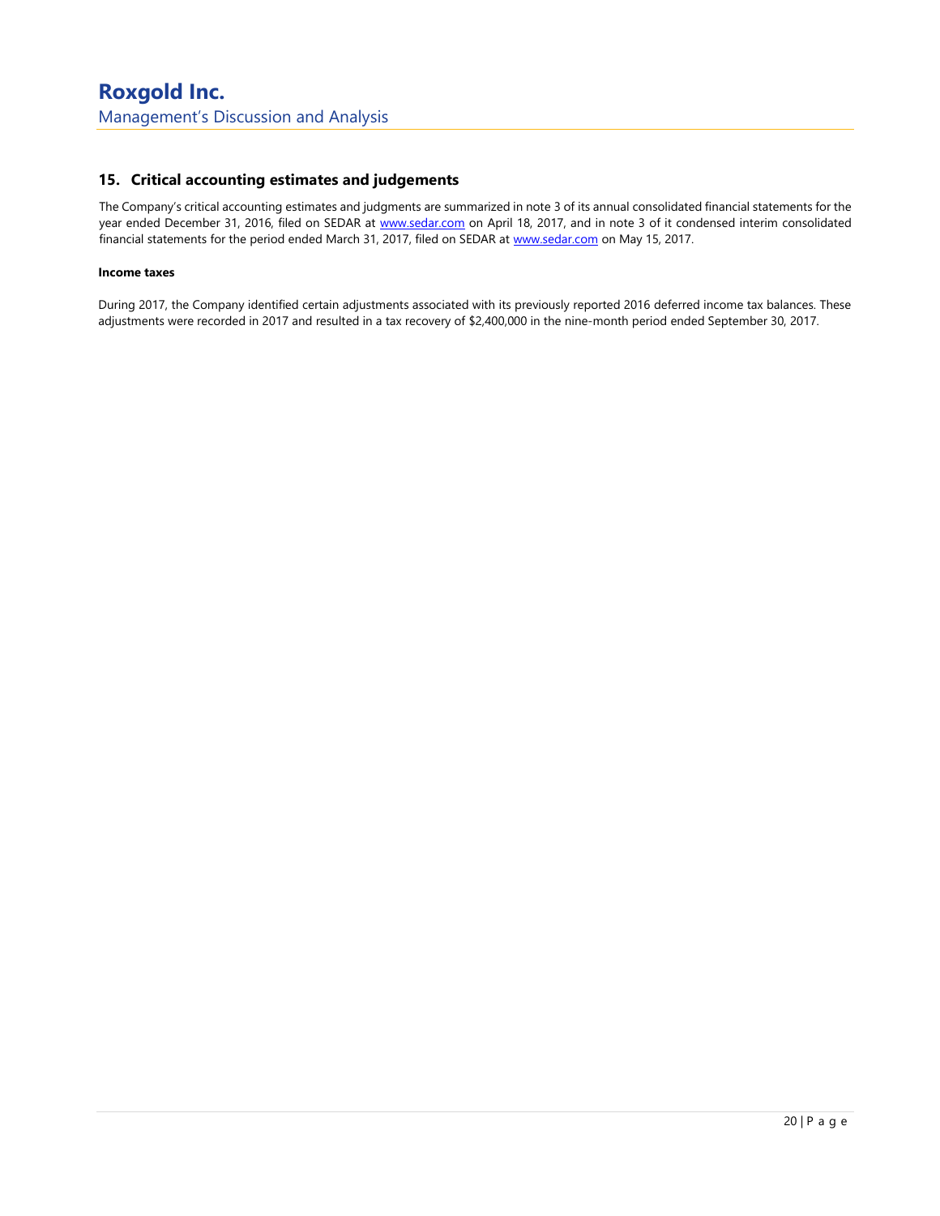## 15. Critical accounting estimates and judgements

The Company's critical accounting estimates and judgments are summarized in note 3 of its annual consolidated financial statements for the year ended December 31, 2016, filed on SEDAR at www.sedar.com on April 18, 2017, and in note 3 of it condensed interim consolidated financial statements for the period ended March 31, 2017, filed on SEDAR at www.sedar.com on May 15, 2017.

**Income taxes**

During 2017, the Company identified certain adjustments associated with its previously reported 2016 deferred income tax balances. These adjustments were recorded in 2017 and resulted in a tax recovery of $2,400,000 in the nine-month period ended September 30, 2017.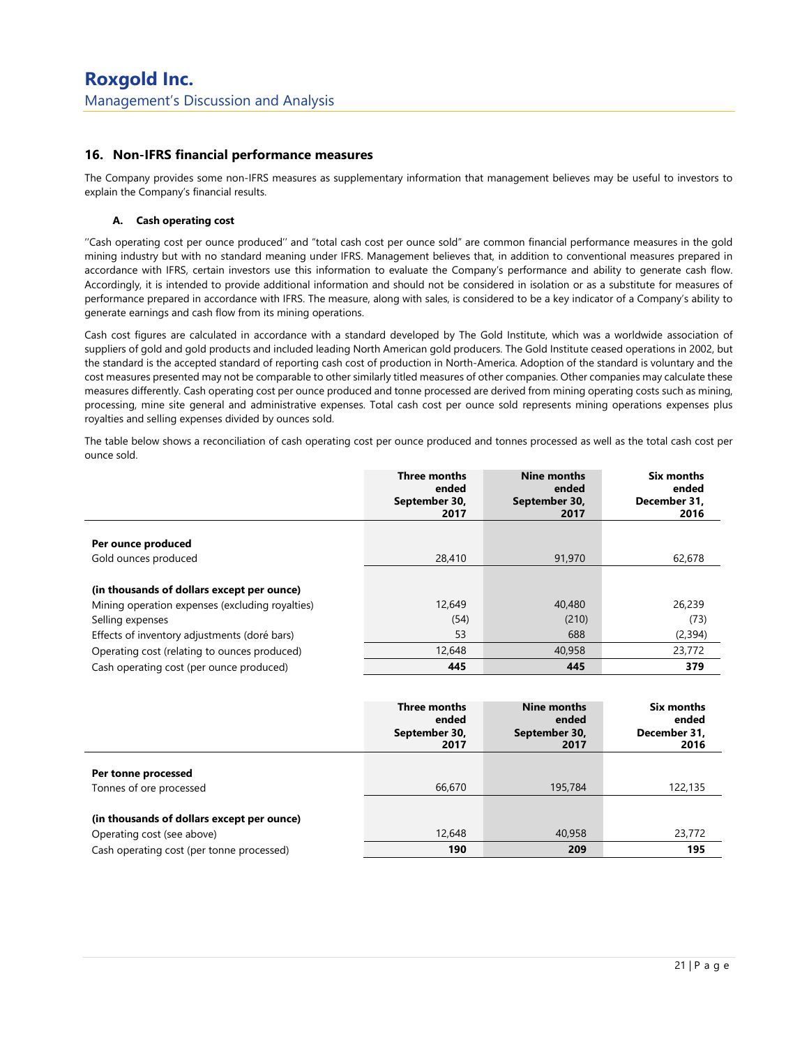## 16. Non-IFRS financial performance measures

The Company provides some non-IFRS measures as supplementary information that management believes may be useful to investors to explain the Company's financial results.

### A. Cash operating cost

''Cash operating cost per ounce produced'' and "total cash cost per ounce sold" are common financial performance measures in the gold mining industry but with no standard meaning under IFRS. Management believes that, in addition to conventional measures prepared in accordance with IFRS, certain investors use this information to evaluate the Company's performance and ability to generate cash flow. Accordingly, it is intended to provide additional information and should not be considered in isolation or as a substitute for measures of performance prepared in accordance with IFRS. The measure, along with sales, is considered to be a key indicator of a Company's ability to generate earnings and cash flow from its mining operations.

Cash cost figures are calculated in accordance with a standard developed by The Gold Institute, which was a worldwide association of suppliers of gold and gold products and included leading North American gold producers. The Gold Institute ceased operations in 2002, but the standard is the accepted standard of reporting cash cost of production in North-America. Adoption of the standard is voluntary and the cost measures presented may not be comparable to other similarly titled measures of other companies. Other companies may calculate these measures differently. Cash operating cost per ounce produced and tonne processed are derived from mining operating costs such as mining, processing, mine site general and administrative expenses. Total cash cost per ounce sold represents mining operations expenses plus royalties and selling expenses divided by ounces sold.

The table below shows a reconciliation of cash operating cost per ounce produced and tonnes processed as well as the total cash cost per ounce sold.

| | Three months ended September 30, 2017 | Nine months ended September 30, 2017 | Six months ended December 31, 2016 |
|---|---|---|---|
| **Per ounce produced** | | | |
| Gold ounces produced | 28,410 | 91,970 | 62,678 |
| **(in thousands of dollars except per ounce)** | | | |
| Mining operation expenses (excluding royalties) | 12,649 | 40,480 | 26,239 |
| Selling expenses | (54) | (210) | (73) |
| Effects of inventory adjustments (doré bars) | 53 | 688 | (2,394) |
| Operating cost (relating to ounces produced) | 12,648 | 40,958 | 23,772 |
| Cash operating cost (per ounce produced) | **445** | **445** | **379** |

| | Three months ended September 30, 2017 | Nine months ended September 30, 2017 | Six months ended December 31, 2016 |
|---|---|---|---|
| **Per tonne processed** | | | |
| Tonnes of ore processed | 66,670 | 195,784 | 122,135 |
| **(in thousands of dollars except per ounce)** | | | |
| Operating cost (see above) | 12,648 | 40,958 | 23,772 |
| Cash operating cost (per tonne processed) | **190** | **209** | **195** |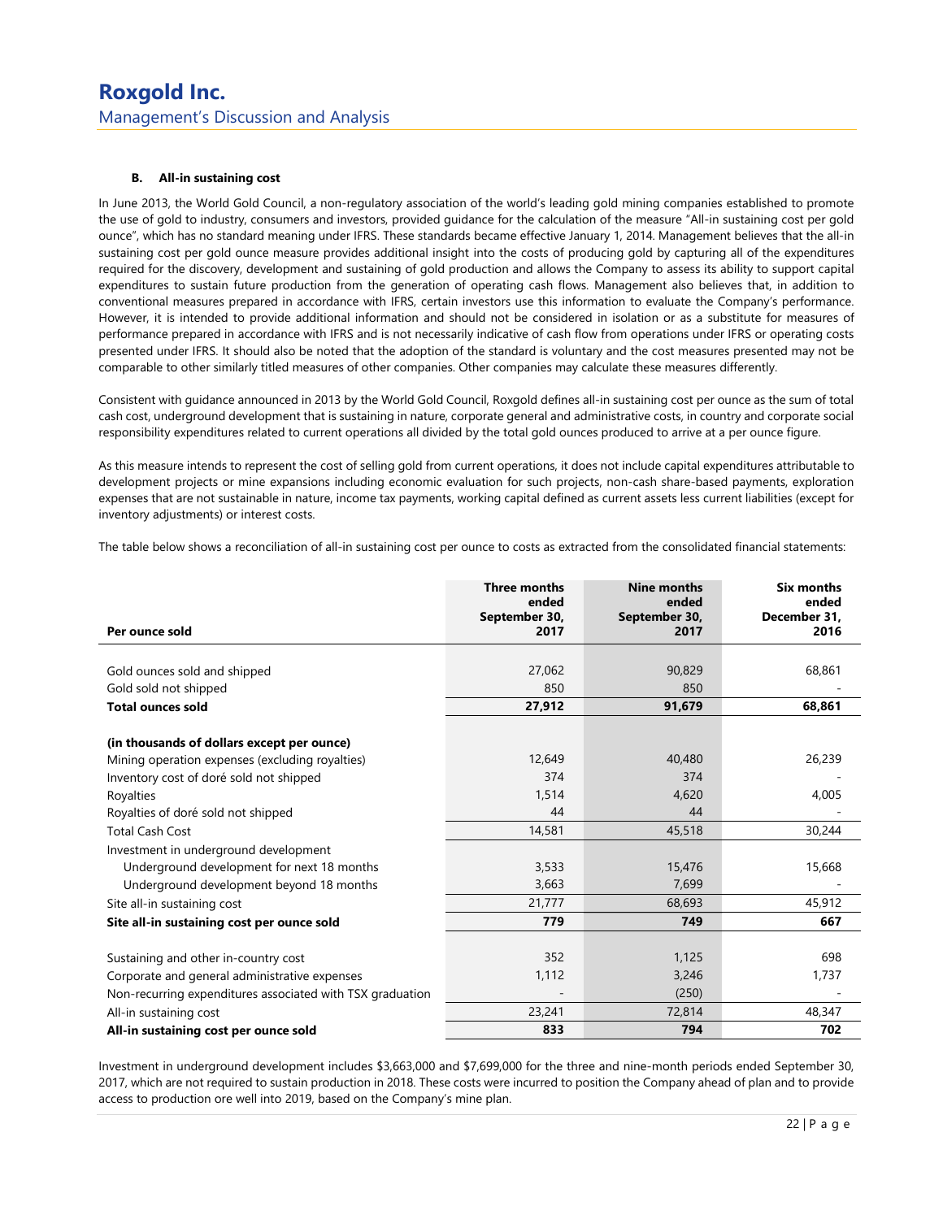#### B. All-in sustaining cost

In June 2013, the World Gold Council, a non-regulatory association of the world's leading gold mining companies established to promote the use of gold to industry, consumers and investors, provided guidance for the calculation of the measure "All-in sustaining cost per gold ounce", which has no standard meaning under IFRS. These standards became effective January 1, 2014. Management believes that the all-in sustaining cost per gold ounce measure provides additional insight into the costs of producing gold by capturing all of the expenditures required for the discovery, development and sustaining of gold production and allows the Company to assess its ability to support capital expenditures to sustain future production from the generation of operating cash flows. Management also believes that, in addition to conventional measures prepared in accordance with IFRS, certain investors use this information to evaluate the Company's performance. However, it is intended to provide additional information and should not be considered in isolation or as a substitute for measures of performance prepared in accordance with IFRS and is not necessarily indicative of cash flow from operations under IFRS or operating costs presented under IFRS. It should also be noted that the adoption of the standard is voluntary and the cost measures presented may not be comparable to other similarly titled measures of other companies. Other companies may calculate these measures differently.

Consistent with guidance announced in 2013 by the World Gold Council, Roxgold defines all-in sustaining cost per ounce as the sum of total cash cost, underground development that is sustaining in nature, corporate general and administrative costs, in country and corporate social responsibility expenditures related to current operations all divided by the total gold ounces produced to arrive at a per ounce figure.

As this measure intends to represent the cost of selling gold from current operations, it does not include capital expenditures attributable to development projects or mine expansions including economic evaluation for such projects, non-cash share-based payments, exploration expenses that are not sustainable in nature, income tax payments, working capital defined as current assets less current liabilities (except for inventory adjustments) or interest costs.

The table below shows a reconciliation of all-in sustaining cost per ounce to costs as extracted from the consolidated financial statements:

| Per ounce sold | Three months ended September 30, 2017 | Nine months ended September 30, 2017 | Six months ended December 31, 2016 |
|---|---|---|---|
| Gold ounces sold and shipped | 27,062 | 90,829 | 68,861 |
| Gold sold not shipped | 850 | 850 | - |
| **Total ounces sold** | **27,912** | **91,679** | **68,861** |
| **(in thousands of dollars except per ounce)** | | | |
| Mining operation expenses (excluding royalties) | 12,649 | 40,480 | 26,239 |
| Inventory cost of doré sold not shipped | 374 | 374 | - |
| Royalties | 1,514 | 4,620 | 4,005 |
| Royalties of doré sold not shipped | 44 | 44 | - |
| Total Cash Cost | 14,581 | 45,518 | 30,244 |
| Investment in underground development | | | |
| Underground development for next 18 months | 3,533 | 15,476 | 15,668 |
| Underground development beyond 18 months | 3,663 | 7,699 | - |
| Site all-in sustaining cost | 21,777 | 68,693 | 45,912 |
| **Site all-in sustaining cost per ounce sold** | **779** | **749** | **667** |
| Sustaining and other in-country cost | 352 | 1,125 | 698 |
| Corporate and general administrative expenses | 1,112 | 3,246 | 1,737 |
| Non-recurring expenditures associated with TSX graduation | - | (250) | - |
| All-in sustaining cost | 23,241 | 72,814 | 48,347 |
| **All-in sustaining cost per ounce sold** | **833** | **794** | **702** |

Investment in underground development includes $3,663,000 and $7,699,000 for the three and nine-month periods ended September 30, 2017, which are not required to sustain production in 2018. These costs were incurred to position the Company ahead of plan and to provide access to production ore well into 2019, based on the Company's mine plan.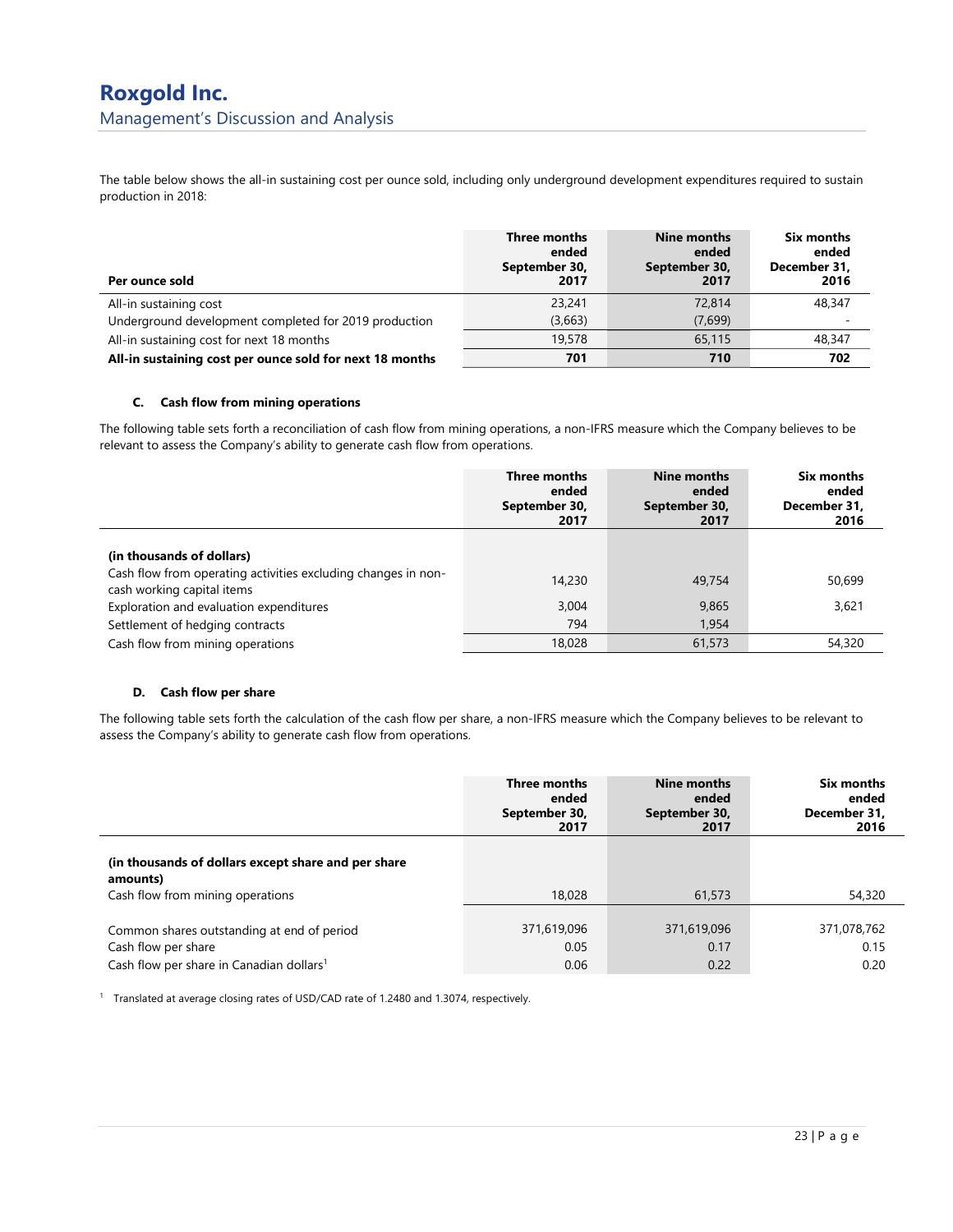The table below shows the all-in sustaining cost per ounce sold, including only underground development expenditures required to sustain production in 2018:

| Per ounce sold | Three months ended September 30, 2017 | Nine months ended September 30, 2017 | Six months ended December 31, 2016 |
|---|---|---|---|
| All-in sustaining cost | 23,241 | 72,814 | 48,347 |
| Underground development completed for 2019 production | (3,663) | (7,699) | - |
| All-in sustaining cost for next 18 months | 19,578 | 65,115 | 48,347 |
| **All-in sustaining cost per ounce sold for next 18 months** | **701** | **710** | **702** |

#### C. Cash flow from mining operations

The following table sets forth a reconciliation of cash flow from mining operations, a non-IFRS measure which the Company believes to be relevant to assess the Company's ability to generate cash flow from operations.

| | Three months ended September 30, 2017 | Nine months ended September 30, 2017 | Six months ended December 31, 2016 |
|---|---|---|---|
| **(in thousands of dollars)** | | | |
| Cash flow from operating activities excluding changes in non-cash working capital items | 14,230 | 49,754 | 50,699 |
| Exploration and evaluation expenditures | 3,004 | 9,865 | 3,621 |
| Settlement of hedging contracts | 794 | 1,954 | |
| Cash flow from mining operations | 18,028 | 61,573 | 54,320 |

#### D. Cash flow per share

The following table sets forth the calculation of the cash flow per share, a non-IFRS measure which the Company believes to be relevant to assess the Company's ability to generate cash flow from operations.

| | Three months ended September 30, 2017 | Nine months ended September 30, 2017 | Six months ended December 31, 2016 |
|---|---|---|---|
| **(in thousands of dollars except share and per share amounts)** | | | |
| Cash flow from mining operations | 18,028 | 61,573 | 54,320 |
| Common shares outstanding at end of period | 371,619,096 | 371,619,096 | 371,078,762 |
| Cash flow per share | 0.05 | 0.17 | 0.15 |
| Cash flow per share in Canadian dollars[1] | 0.06 | 0.22 | 0.20 |

[1] Translated at average closing rates of USD/CAD rate of 1.2480 and 1.3074, respectively.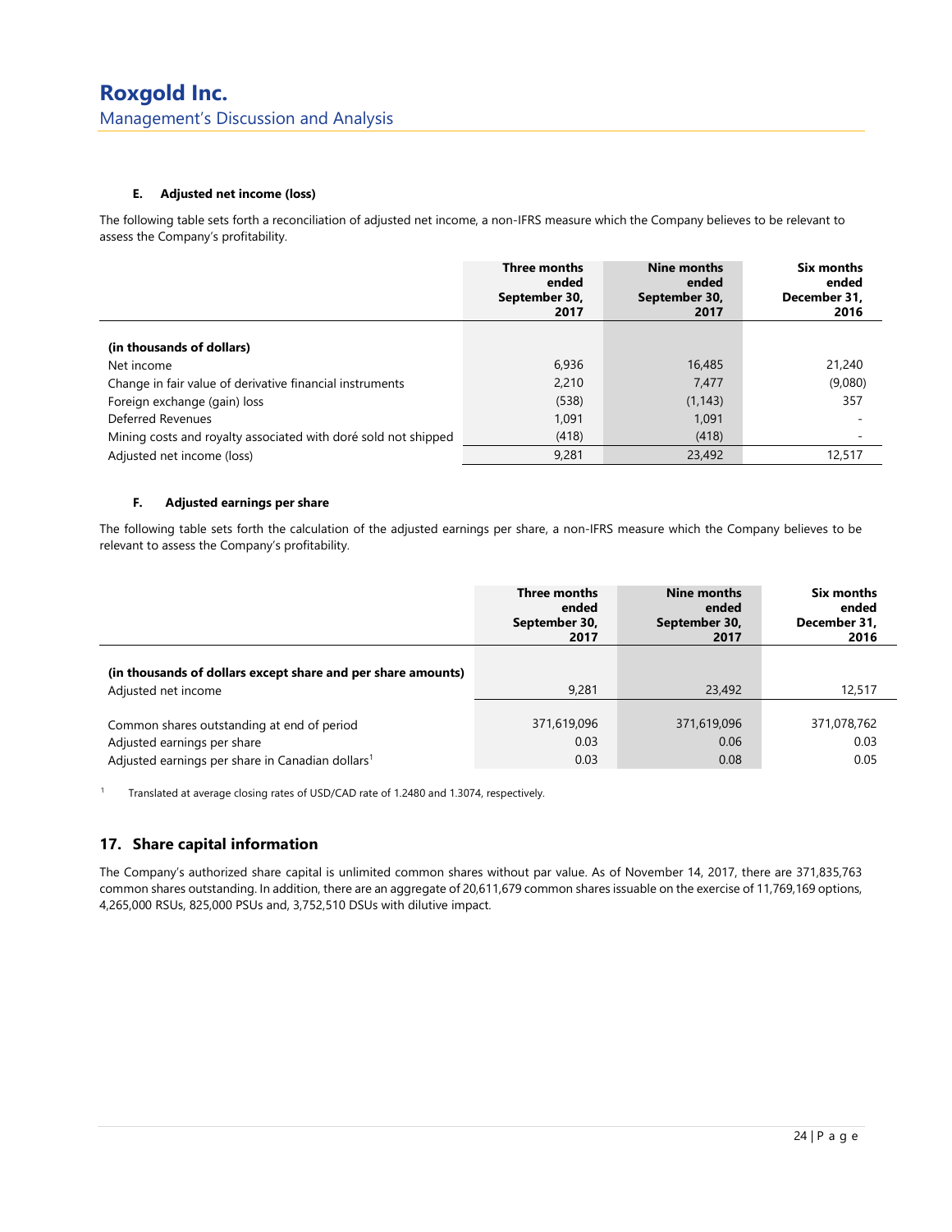**E. Adjusted net income (loss)**

The following table sets forth a reconciliation of adjusted net income, a non-IFRS measure which the Company believes to be relevant to assess the Company's profitability.

| | Three months ended September 30, 2017 | Nine months ended September 30, 2017 | Six months ended December 31, 2016 |
|---|---|---|---|
| **(in thousands of dollars)** | | | |
| Net income | 6,936 | 16,485 | 21,240 |
| Change in fair value of derivative financial instruments | 2,210 | 7,477 | (9,080) |
| Foreign exchange (gain) loss | (538) | (1,143) | 357 |
| Deferred Revenues | 1,091 | 1,091 | - |
| Mining costs and royalty associated with doré sold not shipped | (418) | (418) | - |
| Adjusted net income (loss) | 9,281 | 23,492 | 12,517 |

**F. Adjusted earnings per share**

The following table sets forth the calculation of the adjusted earnings per share, a non-IFRS measure which the Company believes to be relevant to assess the Company's profitability.

| | Three months ended September 30, 2017 | Nine months ended September 30, 2017 | Six months ended December 31, 2016 |
|---|---|---|---|
| **(in thousands of dollars except share and per share amounts)** | | | |
| Adjusted net income | 9,281 | 23,492 | 12,517 |
| Common shares outstanding at end of period | 371,619,096 | 371,619,096 | 371,078,762 |
| Adjusted earnings per share | 0.03 | 0.06 | 0.03 |
| Adjusted earnings per share in Canadian dollars[1] | 0.03 | 0.08 | 0.05 |

[1] Translated at average closing rates of USD/CAD rate of 1.2480 and 1.3074, respectively.

## 17. Share capital information

The Company's authorized share capital is unlimited common shares without par value. As of November 14, 2017, there are 371,835,763 common shares outstanding. In addition, there are an aggregate of 20,611,679 common shares issuable on the exercise of 11,769,169 options, 4,265,000 RSUs, 825,000 PSUs and, 3,752,510 DSUs with dilutive impact.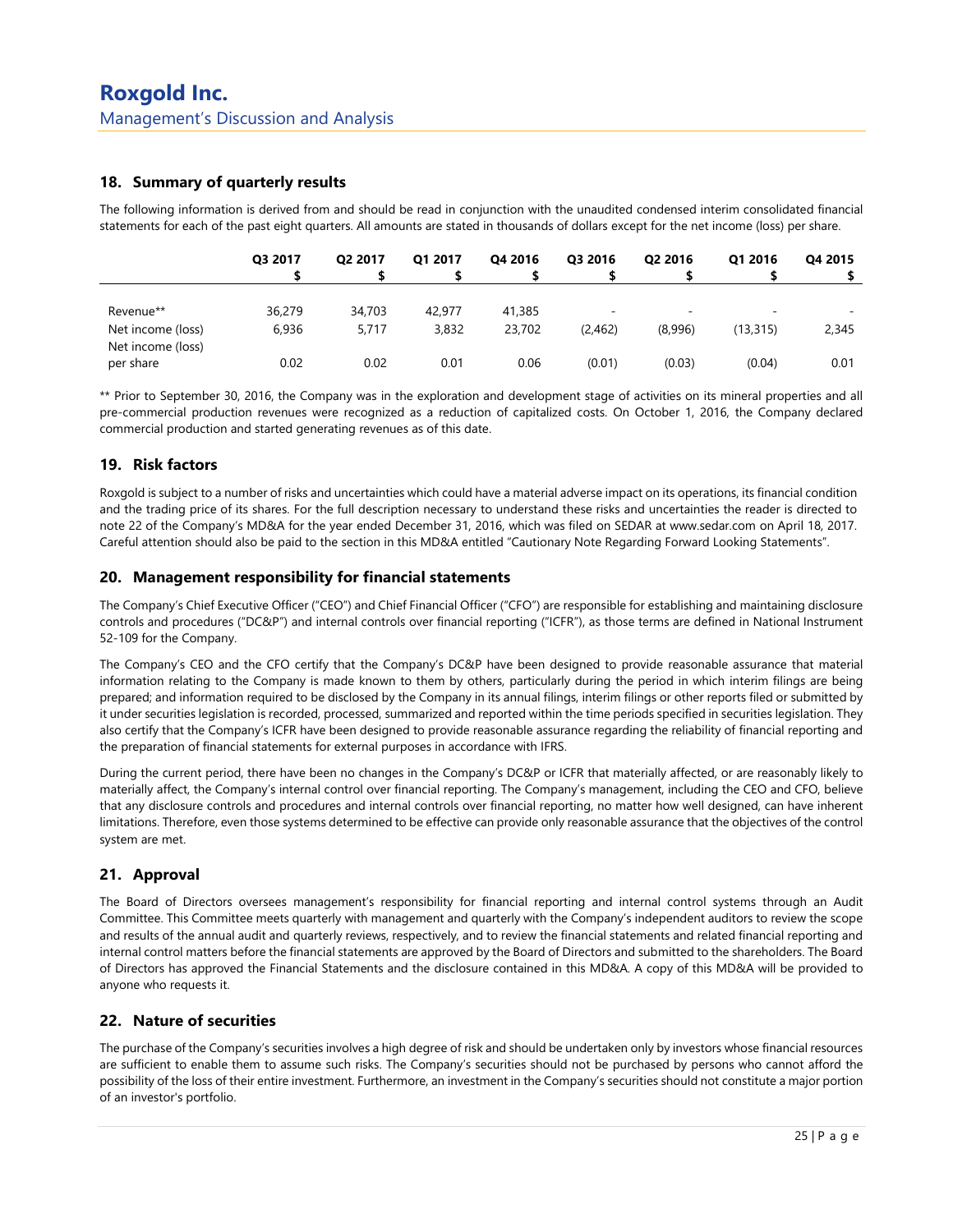## 18. Summary of quarterly results

The following information is derived from and should be read in conjunction with the unaudited condensed interim consolidated financial statements for each of the past eight quarters. All amounts are stated in thousands of dollars except for the net income (loss) per share.

| | Q3 2017<br>$ | Q2 2017<br>$ | Q1 2017<br>$ | Q4 2016<br>$ | Q3 2016<br>$ | Q2 2016<br>$ | Q1 2016<br>$ | Q4 2015<br>$ |
|---|---|---|---|---|---|---|---|---|
| Revenue** | 36,279 | 34,703 | 42,977 | 41,385 | - | - | - | - |
| Net income (loss) | 6,936 | 5,717 | 3,832 | 23,702 | (2,462) | (8,996) | (13,315) | 2,345 |
| Net income (loss) per share | 0.02 | 0.02 | 0.01 | 0.06 | (0.01) | (0.03) | (0.04) | 0.01 |

** Prior to September 30, 2016, the Company was in the exploration and development stage of activities on its mineral properties and all pre-commercial production revenues were recognized as a reduction of capitalized costs. On October 1, 2016, the Company declared commercial production and started generating revenues as of this date.

## 19. Risk factors

Roxgold is subject to a number of risks and uncertainties which could have a material adverse impact on its operations, its financial condition and the trading price of its shares. For the full description necessary to understand these risks and uncertainties the reader is directed to note 22 of the Company's MD&A for the year ended December 31, 2016, which was filed on SEDAR at www.sedar.com on April 18, 2017. Careful attention should also be paid to the section in this MD&A entitled "Cautionary Note Regarding Forward Looking Statements".

## 20. Management responsibility for financial statements

The Company's Chief Executive Officer ("CEO") and Chief Financial Officer ("CFO") are responsible for establishing and maintaining disclosure controls and procedures ("DC&P") and internal controls over financial reporting ("ICFR"), as those terms are defined in National Instrument 52-109 for the Company.

The Company's CEO and the CFO certify that the Company's DC&P have been designed to provide reasonable assurance that material information relating to the Company is made known to them by others, particularly during the period in which interim filings are being prepared; and information required to be disclosed by the Company in its annual filings, interim filings or other reports filed or submitted by it under securities legislation is recorded, processed, summarized and reported within the time periods specified in securities legislation. They also certify that the Company's ICFR have been designed to provide reasonable assurance regarding the reliability of financial reporting and the preparation of financial statements for external purposes in accordance with IFRS.

During the current period, there have been no changes in the Company's DC&P or ICFR that materially affected, or are reasonably likely to materially affect, the Company's internal control over financial reporting. The Company's management, including the CEO and CFO, believe that any disclosure controls and procedures and internal controls over financial reporting, no matter how well designed, can have inherent limitations. Therefore, even those systems determined to be effective can provide only reasonable assurance that the objectives of the control system are met.

## 21. Approval

The Board of Directors oversees management's responsibility for financial reporting and internal control systems through an Audit Committee. This Committee meets quarterly with management and quarterly with the Company's independent auditors to review the scope and results of the annual audit and quarterly reviews, respectively, and to review the financial statements and related financial reporting and internal control matters before the financial statements are approved by the Board of Directors and submitted to the shareholders. The Board of Directors has approved the Financial Statements and the disclosure contained in this MD&A. A copy of this MD&A will be provided to anyone who requests it.

## 22. Nature of securities

The purchase of the Company's securities involves a high degree of risk and should be undertaken only by investors whose financial resources are sufficient to enable them to assume such risks. The Company's securities should not be purchased by persons who cannot afford the possibility of the loss of their entire investment. Furthermore, an investment in the Company's securities should not constitute a major portion of an investor's portfolio.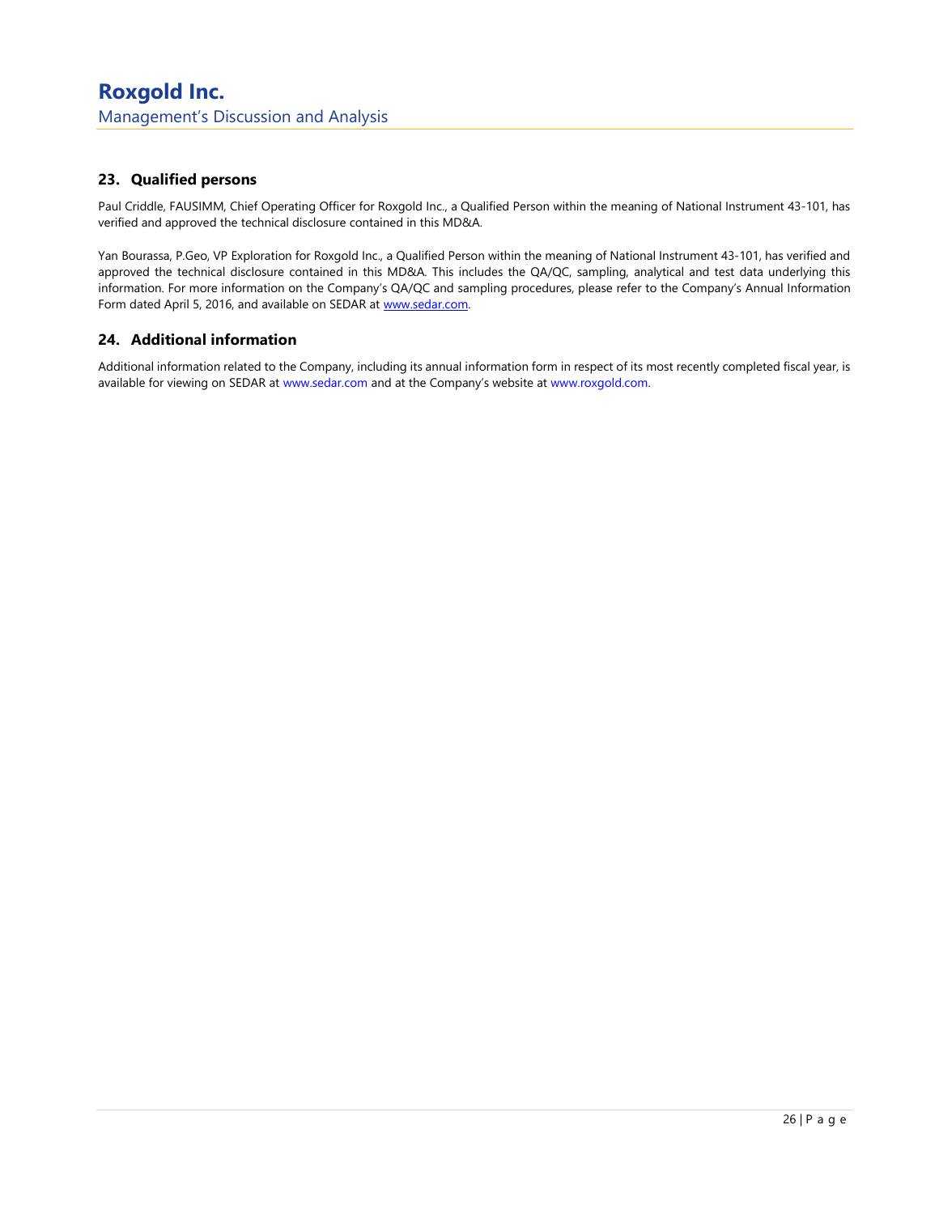## 23. Qualified persons

Paul Criddle, FAUSIMM, Chief Operating Officer for Roxgold Inc., a Qualified Person within the meaning of National Instrument 43-101, has verified and approved the technical disclosure contained in this MD&A.

Yan Bourassa, P.Geo, VP Exploration for Roxgold Inc., a Qualified Person within the meaning of National Instrument 43-101, has verified and approved the technical disclosure contained in this MD&A. This includes the QA/QC, sampling, analytical and test data underlying this information. For more information on the Company's QA/QC and sampling procedures, please refer to the Company's Annual Information Form dated April 5, 2016, and available on SEDAR at www.sedar.com.

## 24. Additional information

Additional information related to the Company, including its annual information form in respect of its most recently completed fiscal year, is available for viewing on SEDAR at www.sedar.com and at the Company's website at www.roxgold.com.